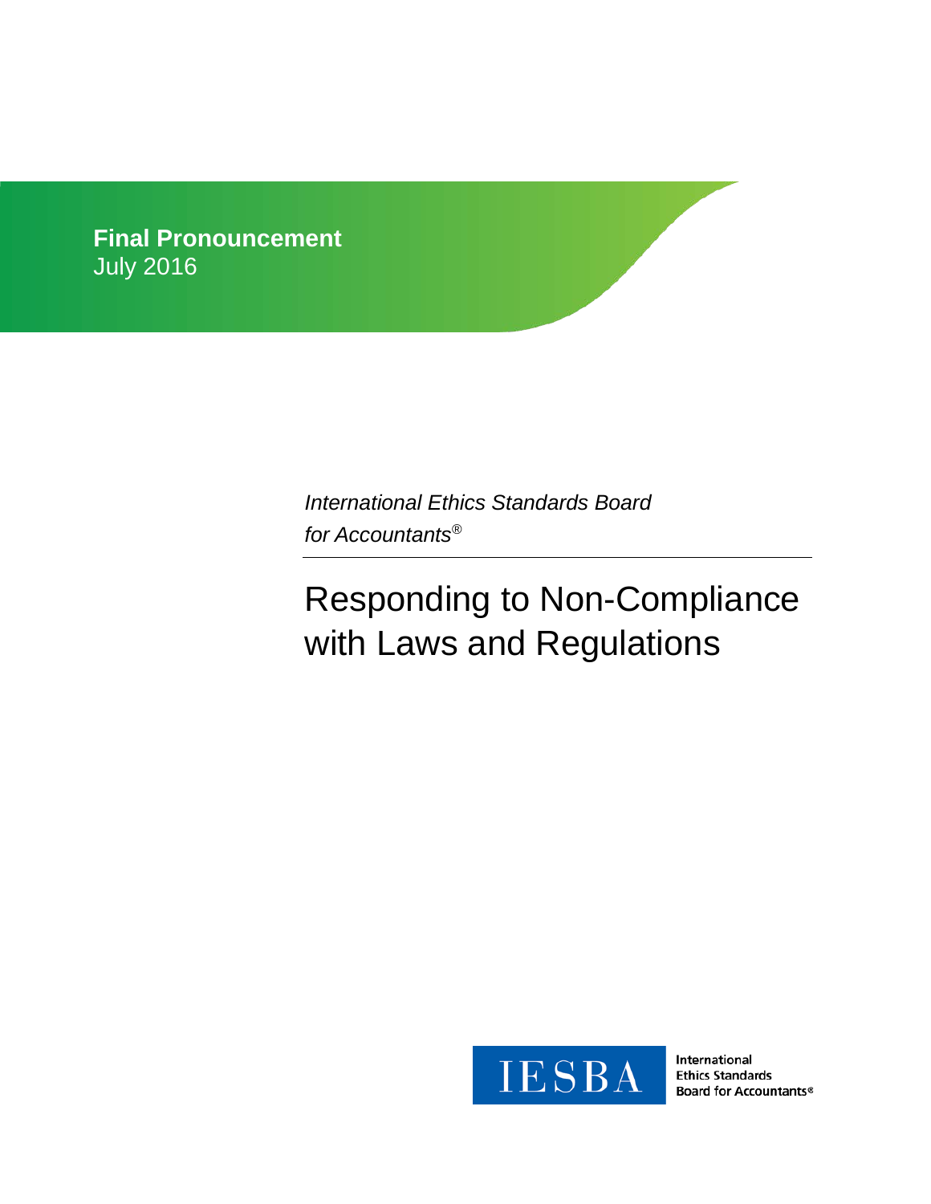**Final Pronouncement**
July 2016

*International Ethics Standards Board for Accountants®*

# Responding to Non-Compliance with Laws and Regulations

IESBA

International
Ethics Standards
Board for Accountants®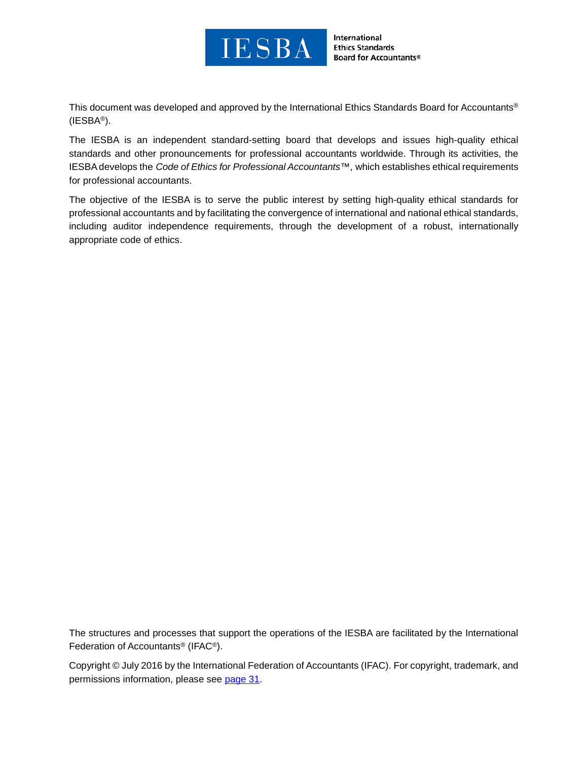International Ethics Standards Board for Accountants®

This document was developed and approved by the International Ethics Standards Board for Accountants® (IESBA®).

The IESBA is an independent standard-setting board that develops and issues high-quality ethical standards and other pronouncements for professional accountants worldwide. Through its activities, the IESBA develops the *Code of Ethics for Professional Accountants*™, which establishes ethical requirements for professional accountants.

The objective of the IESBA is to serve the public interest by setting high-quality ethical standards for professional accountants and by facilitating the convergence of international and national ethical standards, including auditor independence requirements, through the development of a robust, internationally appropriate code of ethics.

The structures and processes that support the operations of the IESBA are facilitated by the International Federation of Accountants® (IFAC®).

Copyright © July 2016 by the International Federation of Accountants (IFAC). For copyright, trademark, and permissions information, please see page 31.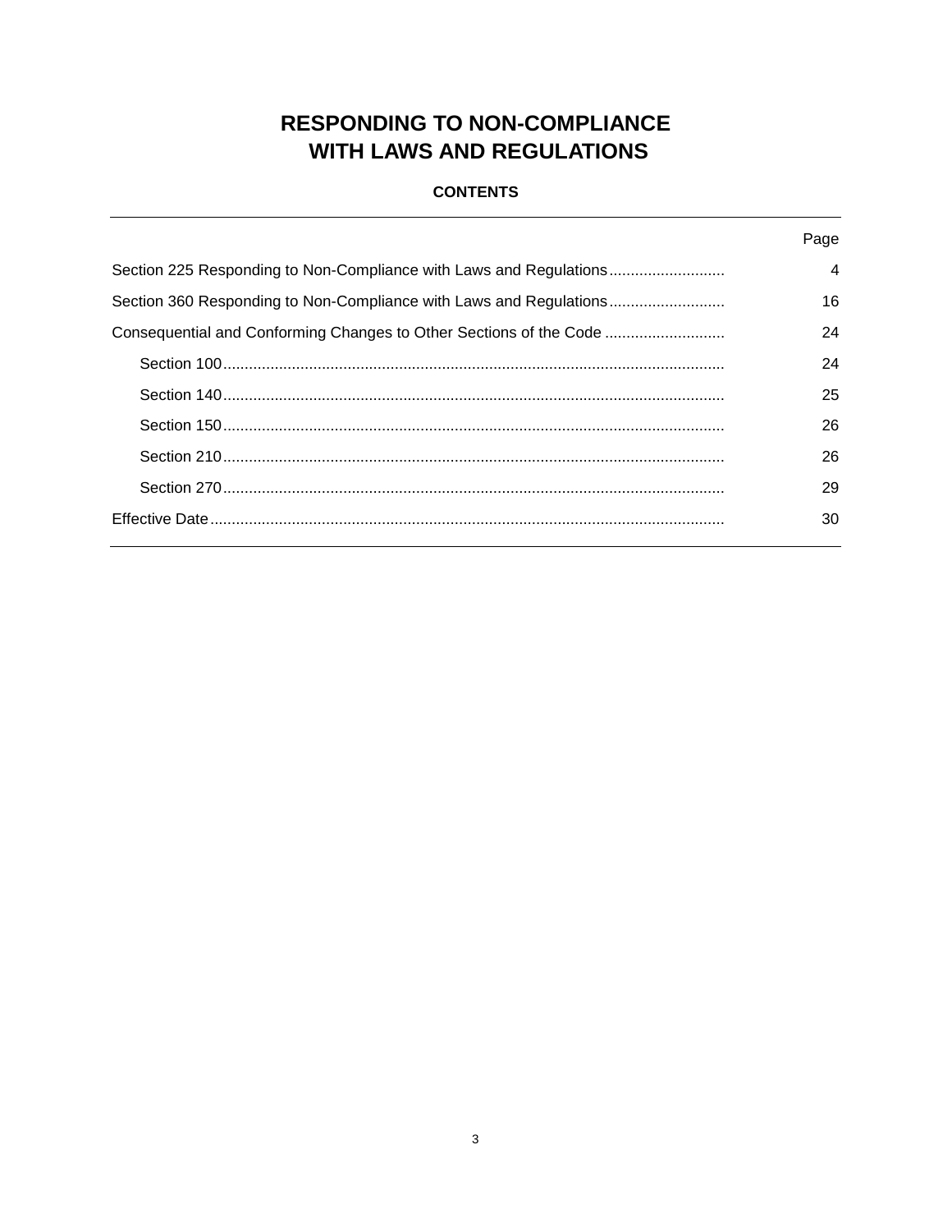# RESPONDING TO NON-COMPLIANCE WITH LAWS AND REGULATIONS

## CONTENTS

| | Page |
|---|---|
| Section 225 Responding to Non-Compliance with Laws and Regulations | 4 |
| Section 360 Responding to Non-Compliance with Laws and Regulations | 16 |
| Consequential and Conforming Changes to Other Sections of the Code | 24 |
| Section 100 | 24 |
| Section 140 | 25 |
| Section 150 | 26 |
| Section 210 | 26 |
| Section 270 | 29 |
| Effective Date | 30 |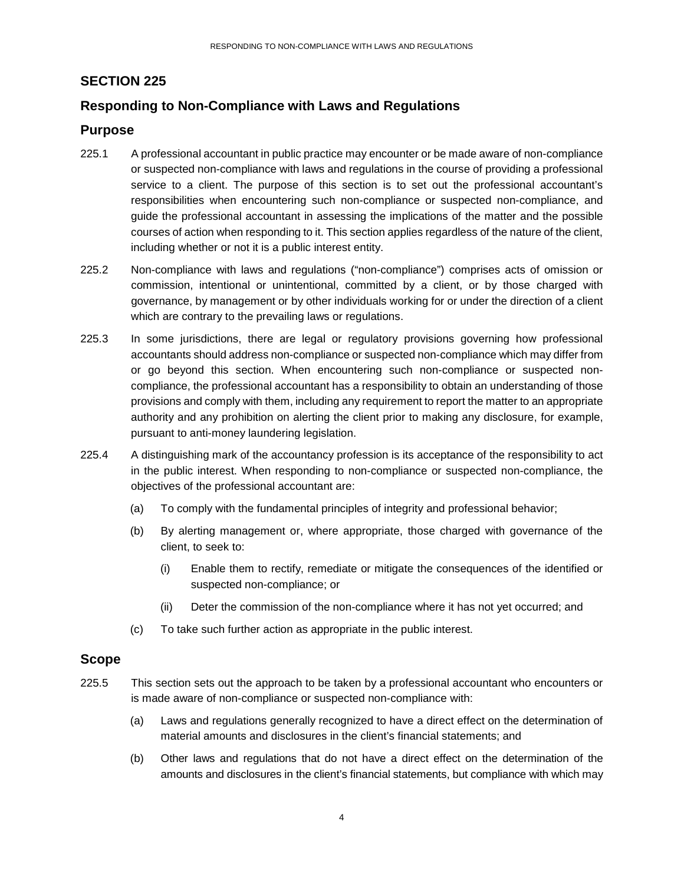## SECTION 225

## Responding to Non-Compliance with Laws and Regulations

### Purpose

225.1 A professional accountant in public practice may encounter or be made aware of non-compliance or suspected non-compliance with laws and regulations in the course of providing a professional service to a client. The purpose of this section is to set out the professional accountant's responsibilities when encountering such non-compliance or suspected non-compliance, and guide the professional accountant in assessing the implications of the matter and the possible courses of action when responding to it. This section applies regardless of the nature of the client, including whether or not it is a public interest entity.

225.2 Non-compliance with laws and regulations ("non-compliance") comprises acts of omission or commission, intentional or unintentional, committed by a client, or by those charged with governance, by management or by other individuals working for or under the direction of a client which are contrary to the prevailing laws or regulations.

225.3 In some jurisdictions, there are legal or regulatory provisions governing how professional accountants should address non-compliance or suspected non-compliance which may differ from or go beyond this section. When encountering such non-compliance or suspected non-compliance, the professional accountant has a responsibility to obtain an understanding of those provisions and comply with them, including any requirement to report the matter to an appropriate authority and any prohibition on alerting the client prior to making any disclosure, for example, pursuant to anti-money laundering legislation.

225.4 A distinguishing mark of the accountancy profession is its acceptance of the responsibility to act in the public interest. When responding to non-compliance or suspected non-compliance, the objectives of the professional accountant are:

(a) To comply with the fundamental principles of integrity and professional behavior;

(b) By alerting management or, where appropriate, those charged with governance of the client, to seek to:

(i) Enable them to rectify, remediate or mitigate the consequences of the identified or suspected non-compliance; or

(ii) Deter the commission of the non-compliance where it has not yet occurred; and

(c) To take such further action as appropriate in the public interest.

### Scope

225.5 This section sets out the approach to be taken by a professional accountant who encounters or is made aware of non-compliance or suspected non-compliance with:

(a) Laws and regulations generally recognized to have a direct effect on the determination of material amounts and disclosures in the client's financial statements; and

(b) Other laws and regulations that do not have a direct effect on the determination of the amounts and disclosures in the client's financial statements, but compliance with which may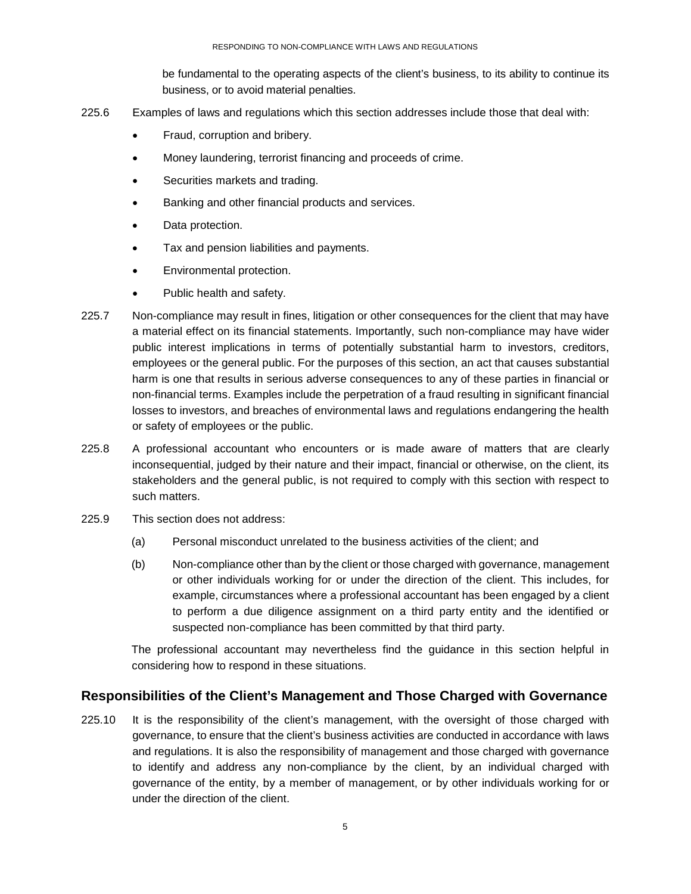be fundamental to the operating aspects of the client's business, to its ability to continue its business, or to avoid material penalties.

225.6 Examples of laws and regulations which this section addresses include those that deal with:

- Fraud, corruption and bribery.
- Money laundering, terrorist financing and proceeds of crime.
- Securities markets and trading.
- Banking and other financial products and services.
- Data protection.
- Tax and pension liabilities and payments.
- Environmental protection.
- Public health and safety.

225.7 Non-compliance may result in fines, litigation or other consequences for the client that may have a material effect on its financial statements. Importantly, such non-compliance may have wider public interest implications in terms of potentially substantial harm to investors, creditors, employees or the general public. For the purposes of this section, an act that causes substantial harm is one that results in serious adverse consequences to any of these parties in financial or non-financial terms. Examples include the perpetration of a fraud resulting in significant financial losses to investors, and breaches of environmental laws and regulations endangering the health or safety of employees or the public.

225.8 A professional accountant who encounters or is made aware of matters that are clearly inconsequential, judged by their nature and their impact, financial or otherwise, on the client, its stakeholders and the general public, is not required to comply with this section with respect to such matters.

225.9 This section does not address:

(a) Personal misconduct unrelated to the business activities of the client; and

(b) Non-compliance other than by the client or those charged with governance, management or other individuals working for or under the direction of the client. This includes, for example, circumstances where a professional accountant has been engaged by a client to perform a due diligence assignment on a third party entity and the identified or suspected non-compliance has been committed by that third party.

The professional accountant may nevertheless find the guidance in this section helpful in considering how to respond in these situations.

## Responsibilities of the Client's Management and Those Charged with Governance

225.10 It is the responsibility of the client's management, with the oversight of those charged with governance, to ensure that the client's business activities are conducted in accordance with laws and regulations. It is also the responsibility of management and those charged with governance to identify and address any non-compliance by the client, by an individual charged with governance of the entity, by a member of management, or by other individuals working for or under the direction of the client.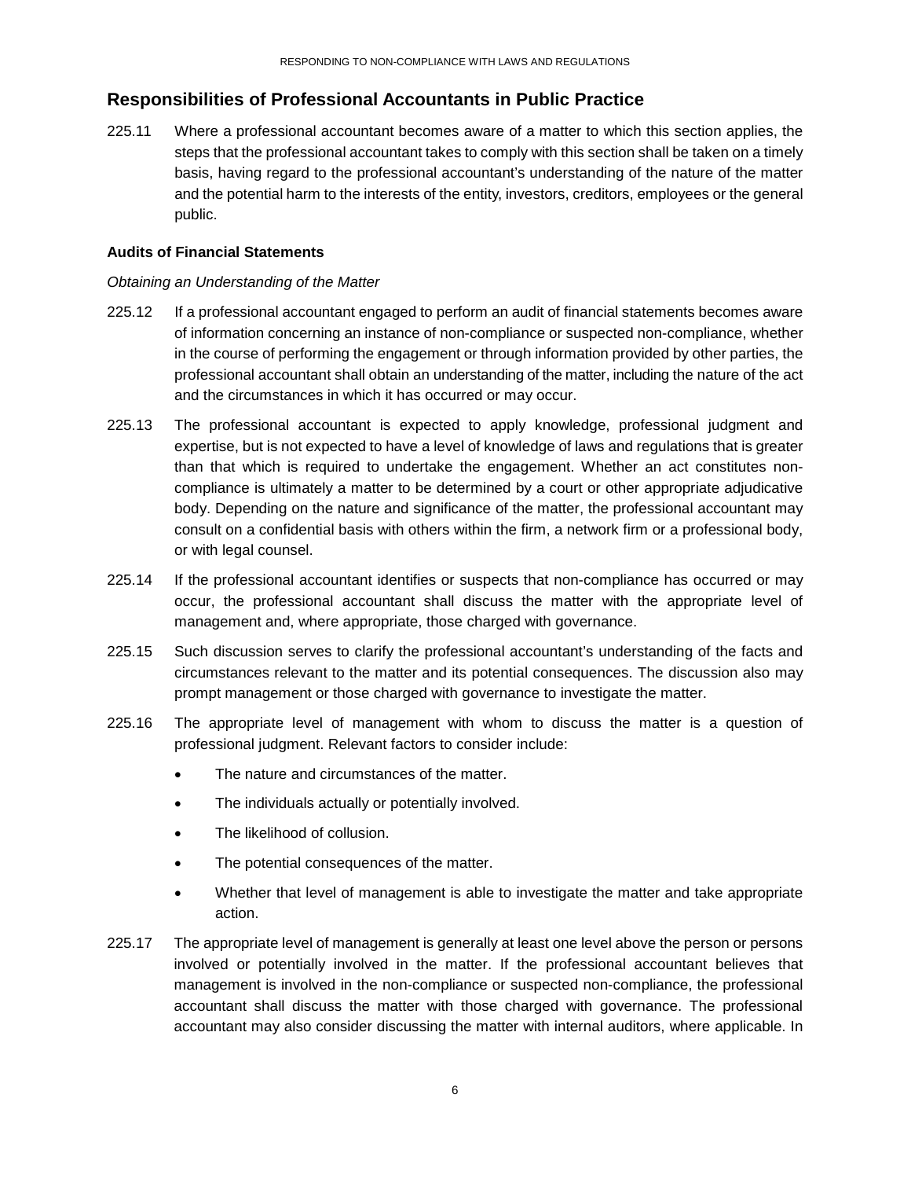## Responsibilities of Professional Accountants in Public Practice

225.11 Where a professional accountant becomes aware of a matter to which this section applies, the steps that the professional accountant takes to comply with this section shall be taken on a timely basis, having regard to the professional accountant's understanding of the nature of the matter and the potential harm to the interests of the entity, investors, creditors, employees or the general public.

### Audits of Financial Statements

*Obtaining an Understanding of the Matter*

225.12 If a professional accountant engaged to perform an audit of financial statements becomes aware of information concerning an instance of non-compliance or suspected non-compliance, whether in the course of performing the engagement or through information provided by other parties, the professional accountant shall obtain an understanding of the matter, including the nature of the act and the circumstances in which it has occurred or may occur.

225.13 The professional accountant is expected to apply knowledge, professional judgment and expertise, but is not expected to have a level of knowledge of laws and regulations that is greater than that which is required to undertake the engagement. Whether an act constitutes non-compliance is ultimately a matter to be determined by a court or other appropriate adjudicative body. Depending on the nature and significance of the matter, the professional accountant may consult on a confidential basis with others within the firm, a network firm or a professional body, or with legal counsel.

225.14 If the professional accountant identifies or suspects that non-compliance has occurred or may occur, the professional accountant shall discuss the matter with the appropriate level of management and, where appropriate, those charged with governance.

225.15 Such discussion serves to clarify the professional accountant's understanding of the facts and circumstances relevant to the matter and its potential consequences. The discussion also may prompt management or those charged with governance to investigate the matter.

225.16 The appropriate level of management with whom to discuss the matter is a question of professional judgment. Relevant factors to consider include:

- The nature and circumstances of the matter.
- The individuals actually or potentially involved.
- The likelihood of collusion.
- The potential consequences of the matter.
- Whether that level of management is able to investigate the matter and take appropriate action.

225.17 The appropriate level of management is generally at least one level above the person or persons involved or potentially involved in the matter. If the professional accountant believes that management is involved in the non-compliance or suspected non-compliance, the professional accountant shall discuss the matter with those charged with governance. The professional accountant may also consider discussing the matter with internal auditors, where applicable. In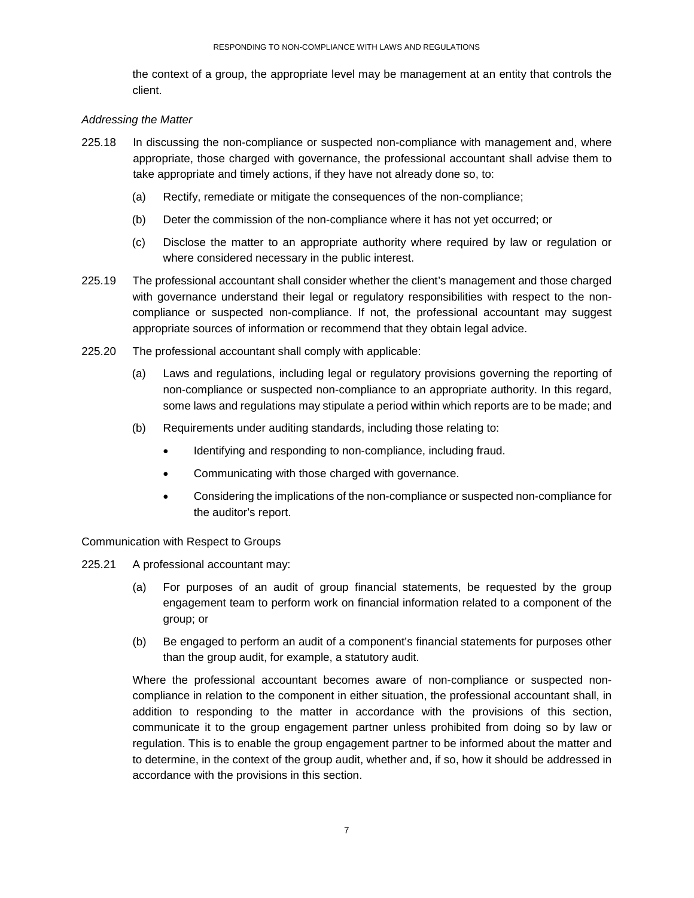the context of a group, the appropriate level may be management at an entity that controls the client.

*Addressing the Matter*

225.18 In discussing the non-compliance or suspected non-compliance with management and, where appropriate, those charged with governance, the professional accountant shall advise them to take appropriate and timely actions, if they have not already done so, to:

(a) Rectify, remediate or mitigate the consequences of the non-compliance;

(b) Deter the commission of the non-compliance where it has not yet occurred; or

(c) Disclose the matter to an appropriate authority where required by law or regulation or where considered necessary in the public interest.

225.19 The professional accountant shall consider whether the client's management and those charged with governance understand their legal or regulatory responsibilities with respect to the non-compliance or suspected non-compliance. If not, the professional accountant may suggest appropriate sources of information or recommend that they obtain legal advice.

225.20 The professional accountant shall comply with applicable:

(a) Laws and regulations, including legal or regulatory provisions governing the reporting of non-compliance or suspected non-compliance to an appropriate authority. In this regard, some laws and regulations may stipulate a period within which reports are to be made; and

(b) Requirements under auditing standards, including those relating to:

- Identifying and responding to non-compliance, including fraud.
- Communicating with those charged with governance.
- Considering the implications of the non-compliance or suspected non-compliance for the auditor's report.

Communication with Respect to Groups

225.21 A professional accountant may:

(a) For purposes of an audit of group financial statements, be requested by the group engagement team to perform work on financial information related to a component of the group; or

(b) Be engaged to perform an audit of a component's financial statements for purposes other than the group audit, for example, a statutory audit.

Where the professional accountant becomes aware of non-compliance or suspected non-compliance in relation to the component in either situation, the professional accountant shall, in addition to responding to the matter in accordance with the provisions of this section, communicate it to the group engagement partner unless prohibited from doing so by law or regulation. This is to enable the group engagement partner to be informed about the matter and to determine, in the context of the group audit, whether and, if so, how it should be addressed in accordance with the provisions in this section.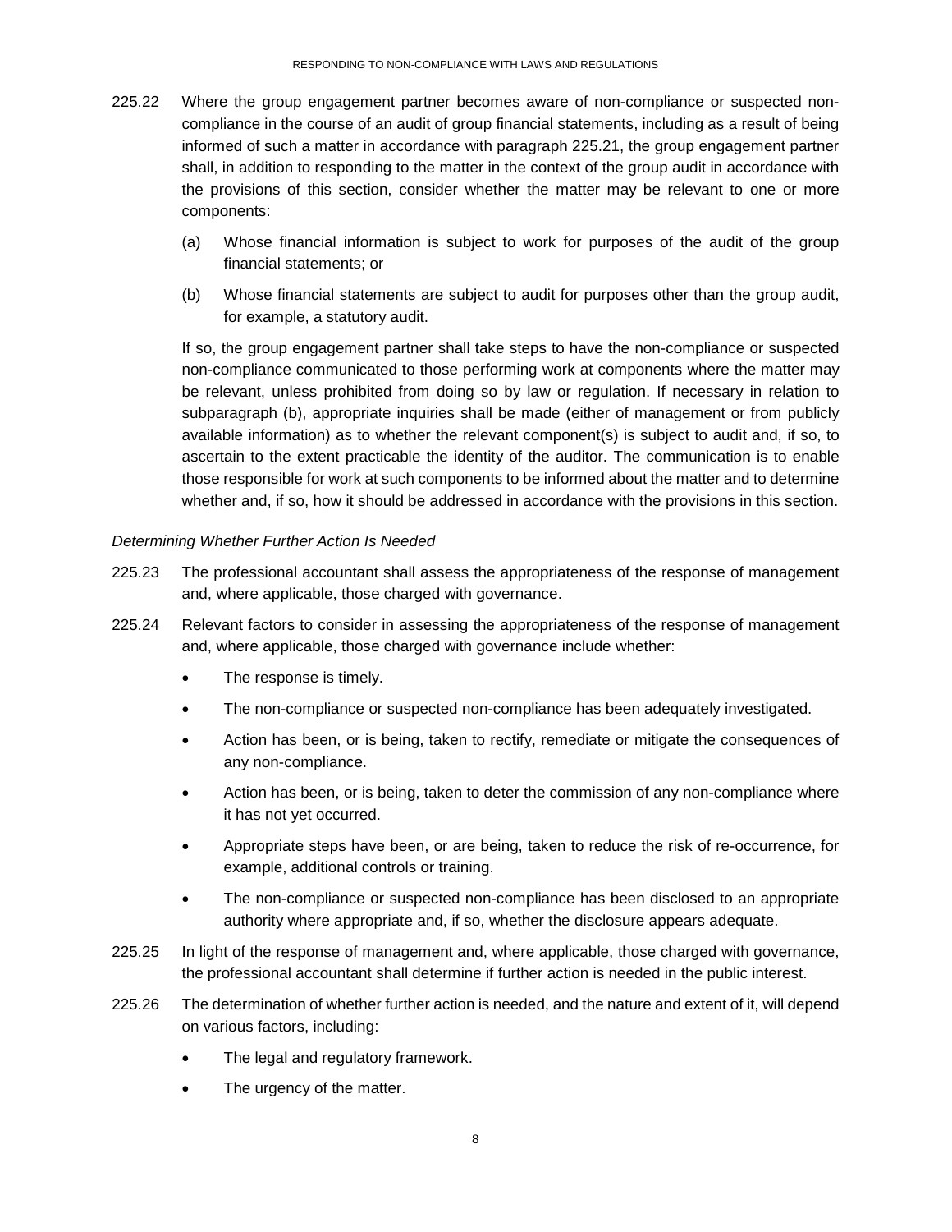225.22 Where the group engagement partner becomes aware of non-compliance or suspected non-compliance in the course of an audit of group financial statements, including as a result of being informed of such a matter in accordance with paragraph 225.21, the group engagement partner shall, in addition to responding to the matter in the context of the group audit in accordance with the provisions of this section, consider whether the matter may be relevant to one or more components:

(a) Whose financial information is subject to work for purposes of the audit of the group financial statements; or

(b) Whose financial statements are subject to audit for purposes other than the group audit, for example, a statutory audit.

If so, the group engagement partner shall take steps to have the non-compliance or suspected non-compliance communicated to those performing work at components where the matter may be relevant, unless prohibited from doing so by law or regulation. If necessary in relation to subparagraph (b), appropriate inquiries shall be made (either of management or from publicly available information) as to whether the relevant component(s) is subject to audit and, if so, to ascertain to the extent practicable the identity of the auditor. The communication is to enable those responsible for work at such components to be informed about the matter and to determine whether and, if so, how it should be addressed in accordance with the provisions in this section.

*Determining Whether Further Action Is Needed*

225.23 The professional accountant shall assess the appropriateness of the response of management and, where applicable, those charged with governance.

225.24 Relevant factors to consider in assessing the appropriateness of the response of management and, where applicable, those charged with governance include whether:

- The response is timely.
- The non-compliance or suspected non-compliance has been adequately investigated.
- Action has been, or is being, taken to rectify, remediate or mitigate the consequences of any non-compliance.
- Action has been, or is being, taken to deter the commission of any non-compliance where it has not yet occurred.
- Appropriate steps have been, or are being, taken to reduce the risk of re-occurrence, for example, additional controls or training.
- The non-compliance or suspected non-compliance has been disclosed to an appropriate authority where appropriate and, if so, whether the disclosure appears adequate.

225.25 In light of the response of management and, where applicable, those charged with governance, the professional accountant shall determine if further action is needed in the public interest.

225.26 The determination of whether further action is needed, and the nature and extent of it, will depend on various factors, including:

- The legal and regulatory framework.
- The urgency of the matter.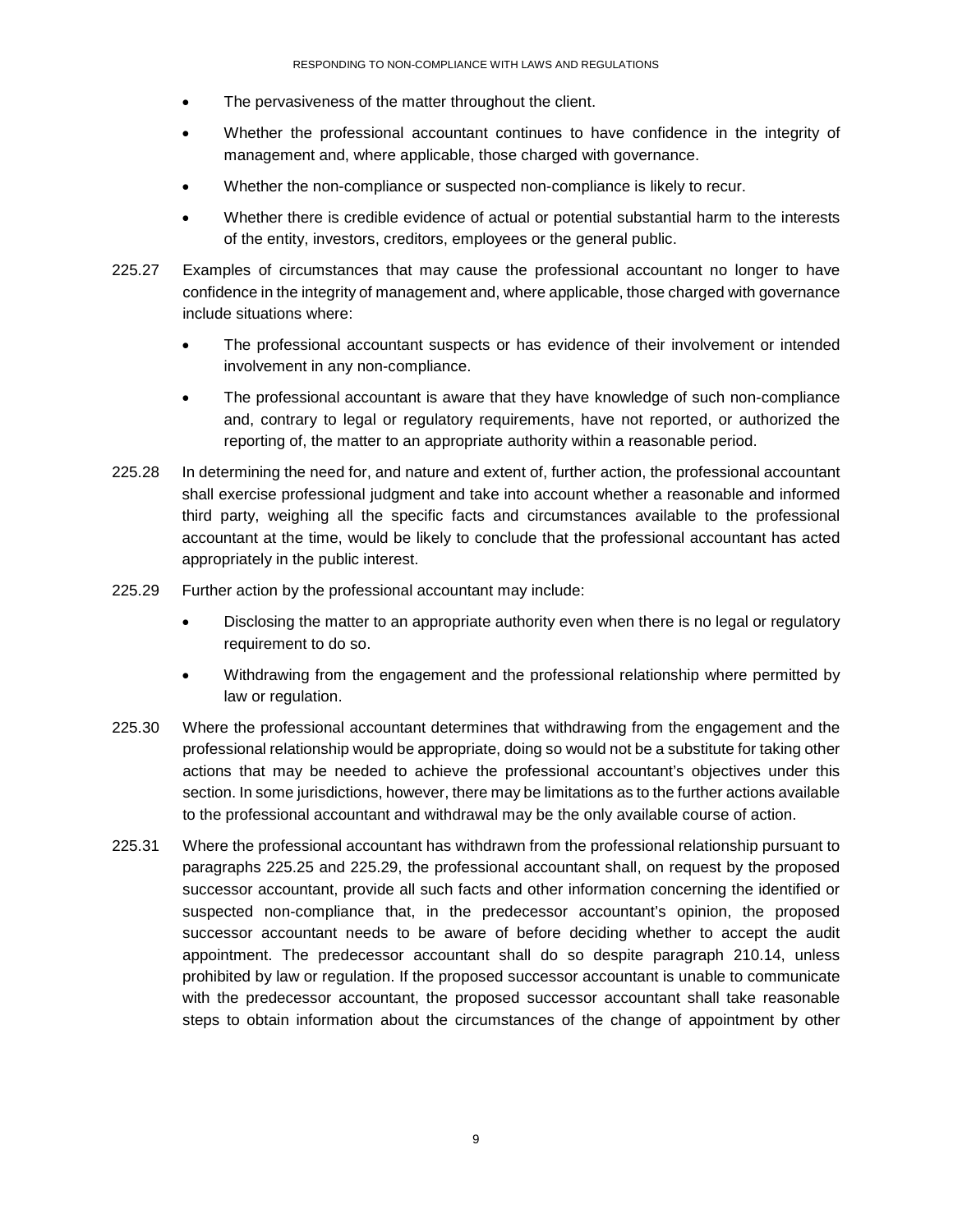- The pervasiveness of the matter throughout the client.
- Whether the professional accountant continues to have confidence in the integrity of management and, where applicable, those charged with governance.
- Whether the non-compliance or suspected non-compliance is likely to recur.
- Whether there is credible evidence of actual or potential substantial harm to the interests of the entity, investors, creditors, employees or the general public.

225.27 Examples of circumstances that may cause the professional accountant no longer to have confidence in the integrity of management and, where applicable, those charged with governance include situations where:

- The professional accountant suspects or has evidence of their involvement or intended involvement in any non-compliance.
- The professional accountant is aware that they have knowledge of such non-compliance and, contrary to legal or regulatory requirements, have not reported, or authorized the reporting of, the matter to an appropriate authority within a reasonable period.

225.28 In determining the need for, and nature and extent of, further action, the professional accountant shall exercise professional judgment and take into account whether a reasonable and informed third party, weighing all the specific facts and circumstances available to the professional accountant at the time, would be likely to conclude that the professional accountant has acted appropriately in the public interest.

225.29 Further action by the professional accountant may include:

- Disclosing the matter to an appropriate authority even when there is no legal or regulatory requirement to do so.
- Withdrawing from the engagement and the professional relationship where permitted by law or regulation.

225.30 Where the professional accountant determines that withdrawing from the engagement and the professional relationship would be appropriate, doing so would not be a substitute for taking other actions that may be needed to achieve the professional accountant's objectives under this section. In some jurisdictions, however, there may be limitations as to the further actions available to the professional accountant and withdrawal may be the only available course of action.

225.31 Where the professional accountant has withdrawn from the professional relationship pursuant to paragraphs 225.25 and 225.29, the professional accountant shall, on request by the proposed successor accountant, provide all such facts and other information concerning the identified or suspected non-compliance that, in the predecessor accountant's opinion, the proposed successor accountant needs to be aware of before deciding whether to accept the audit appointment. The predecessor accountant shall do so despite paragraph 210.14, unless prohibited by law or regulation. If the proposed successor accountant is unable to communicate with the predecessor accountant, the proposed successor accountant shall take reasonable steps to obtain information about the circumstances of the change of appointment by other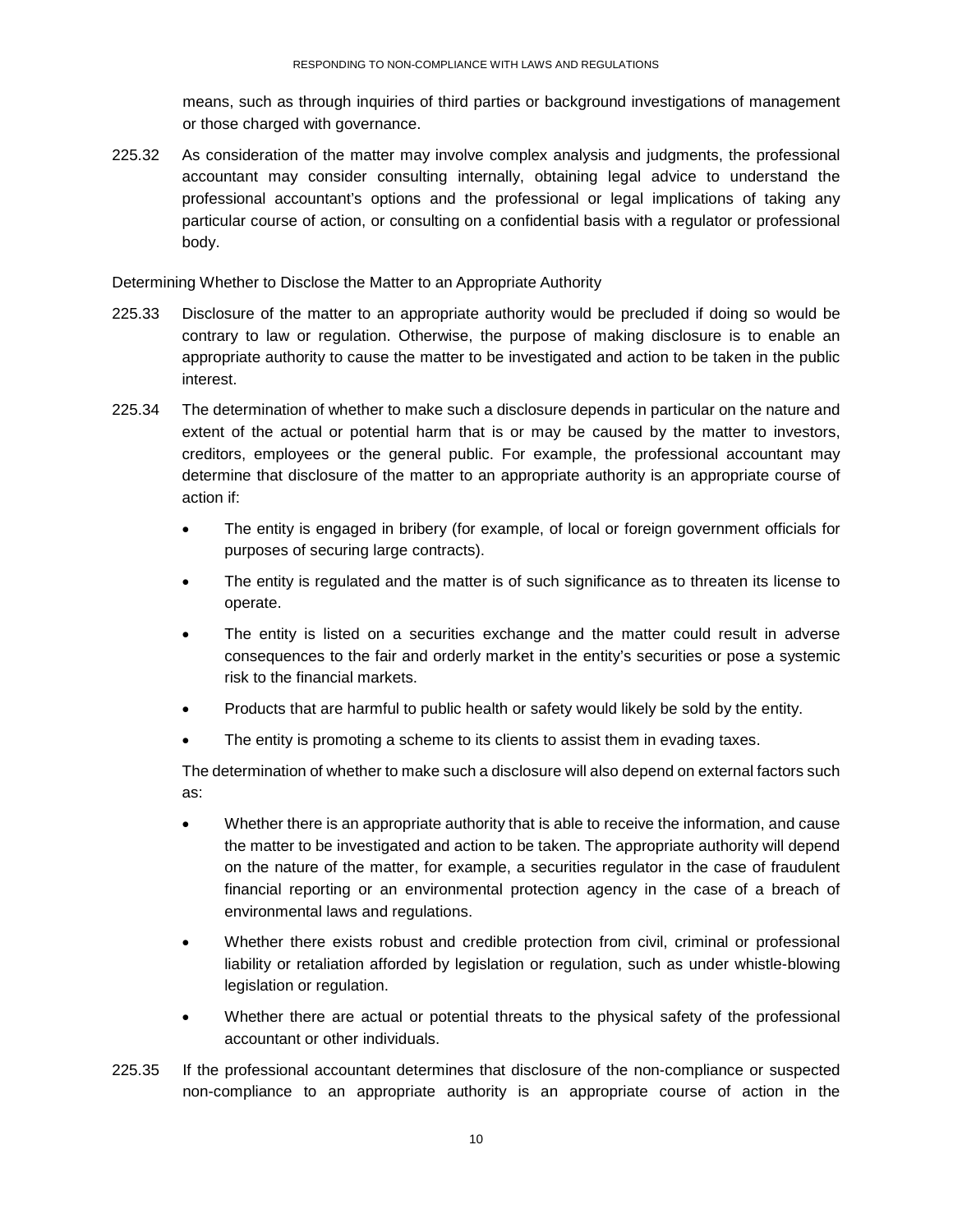means, such as through inquiries of third parties or background investigations of management or those charged with governance.

225.32 As consideration of the matter may involve complex analysis and judgments, the professional accountant may consider consulting internally, obtaining legal advice to understand the professional accountant's options and the professional or legal implications of taking any particular course of action, or consulting on a confidential basis with a regulator or professional body.

Determining Whether to Disclose the Matter to an Appropriate Authority

225.33 Disclosure of the matter to an appropriate authority would be precluded if doing so would be contrary to law or regulation. Otherwise, the purpose of making disclosure is to enable an appropriate authority to cause the matter to be investigated and action to be taken in the public interest.

225.34 The determination of whether to make such a disclosure depends in particular on the nature and extent of the actual or potential harm that is or may be caused by the matter to investors, creditors, employees or the general public. For example, the professional accountant may determine that disclosure of the matter to an appropriate authority is an appropriate course of action if:

- The entity is engaged in bribery (for example, of local or foreign government officials for purposes of securing large contracts).
- The entity is regulated and the matter is of such significance as to threaten its license to operate.
- The entity is listed on a securities exchange and the matter could result in adverse consequences to the fair and orderly market in the entity's securities or pose a systemic risk to the financial markets.
- Products that are harmful to public health or safety would likely be sold by the entity.
- The entity is promoting a scheme to its clients to assist them in evading taxes.

The determination of whether to make such a disclosure will also depend on external factors such as:

- Whether there is an appropriate authority that is able to receive the information, and cause the matter to be investigated and action to be taken. The appropriate authority will depend on the nature of the matter, for example, a securities regulator in the case of fraudulent financial reporting or an environmental protection agency in the case of a breach of environmental laws and regulations.
- Whether there exists robust and credible protection from civil, criminal or professional liability or retaliation afforded by legislation or regulation, such as under whistle-blowing legislation or regulation.
- Whether there are actual or potential threats to the physical safety of the professional accountant or other individuals.

225.35 If the professional accountant determines that disclosure of the non-compliance or suspected non-compliance to an appropriate authority is an appropriate course of action in the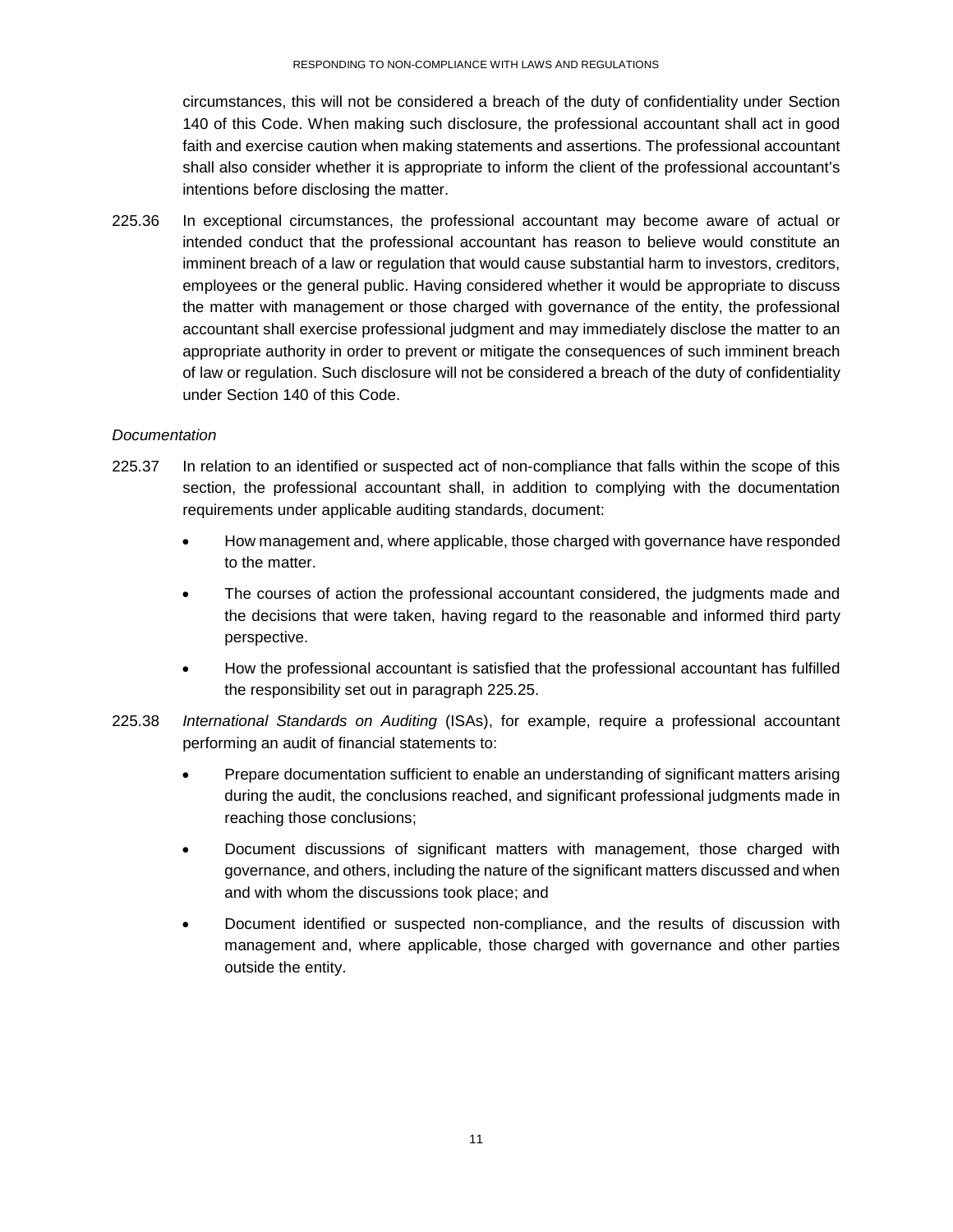circumstances, this will not be considered a breach of the duty of confidentiality under Section 140 of this Code. When making such disclosure, the professional accountant shall act in good faith and exercise caution when making statements and assertions. The professional accountant shall also consider whether it is appropriate to inform the client of the professional accountant's intentions before disclosing the matter.

225.36 In exceptional circumstances, the professional accountant may become aware of actual or intended conduct that the professional accountant has reason to believe would constitute an imminent breach of a law or regulation that would cause substantial harm to investors, creditors, employees or the general public. Having considered whether it would be appropriate to discuss the matter with management or those charged with governance of the entity, the professional accountant shall exercise professional judgment and may immediately disclose the matter to an appropriate authority in order to prevent or mitigate the consequences of such imminent breach of law or regulation. Such disclosure will not be considered a breach of the duty of confidentiality under Section 140 of this Code.

*Documentation*

225.37 In relation to an identified or suspected act of non-compliance that falls within the scope of this section, the professional accountant shall, in addition to complying with the documentation requirements under applicable auditing standards, document:

- How management and, where applicable, those charged with governance have responded to the matter.
- The courses of action the professional accountant considered, the judgments made and the decisions that were taken, having regard to the reasonable and informed third party perspective.
- How the professional accountant is satisfied that the professional accountant has fulfilled the responsibility set out in paragraph 225.25.

225.38 *International Standards on Auditing* (ISAs), for example, require a professional accountant performing an audit of financial statements to:

- Prepare documentation sufficient to enable an understanding of significant matters arising during the audit, the conclusions reached, and significant professional judgments made in reaching those conclusions;
- Document discussions of significant matters with management, those charged with governance, and others, including the nature of the significant matters discussed and when and with whom the discussions took place; and
- Document identified or suspected non-compliance, and the results of discussion with management and, where applicable, those charged with governance and other parties outside the entity.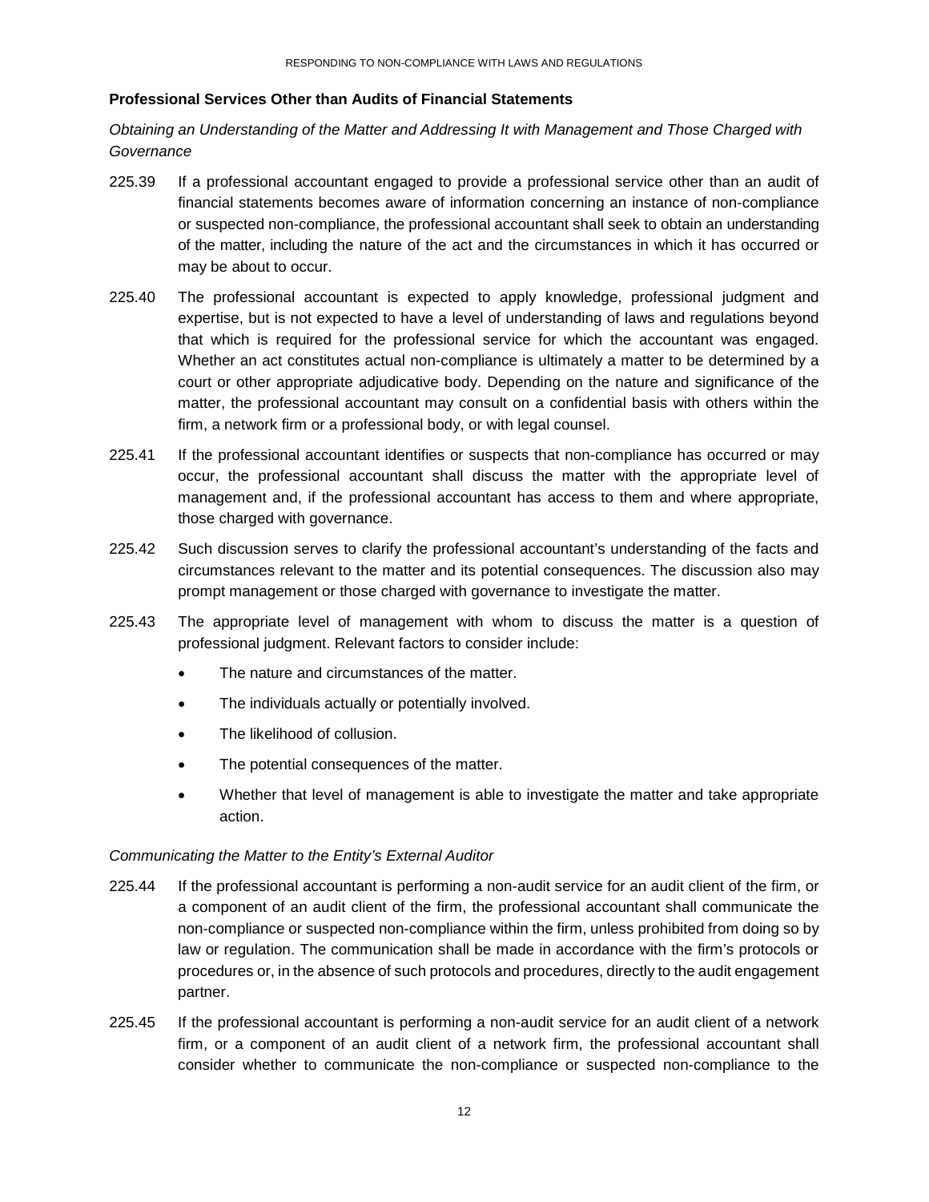**Professional Services Other than Audits of Financial Statements**

*Obtaining an Understanding of the Matter and Addressing It with Management and Those Charged with Governance*

225.39 If a professional accountant engaged to provide a professional service other than an audit of financial statements becomes aware of information concerning an instance of non-compliance or suspected non-compliance, the professional accountant shall seek to obtain an understanding of the matter, including the nature of the act and the circumstances in which it has occurred or may be about to occur.

225.40 The professional accountant is expected to apply knowledge, professional judgment and expertise, but is not expected to have a level of understanding of laws and regulations beyond that which is required for the professional service for which the accountant was engaged. Whether an act constitutes actual non-compliance is ultimately a matter to be determined by a court or other appropriate adjudicative body. Depending on the nature and significance of the matter, the professional accountant may consult on a confidential basis with others within the firm, a network firm or a professional body, or with legal counsel.

225.41 If the professional accountant identifies or suspects that non-compliance has occurred or may occur, the professional accountant shall discuss the matter with the appropriate level of management and, if the professional accountant has access to them and where appropriate, those charged with governance.

225.42 Such discussion serves to clarify the professional accountant's understanding of the facts and circumstances relevant to the matter and its potential consequences. The discussion also may prompt management or those charged with governance to investigate the matter.

225.43 The appropriate level of management with whom to discuss the matter is a question of professional judgment. Relevant factors to consider include:

- The nature and circumstances of the matter.
- The individuals actually or potentially involved.
- The likelihood of collusion.
- The potential consequences of the matter.
- Whether that level of management is able to investigate the matter and take appropriate action.

*Communicating the Matter to the Entity's External Auditor*

225.44 If the professional accountant is performing a non-audit service for an audit client of the firm, or a component of an audit client of the firm, the professional accountant shall communicate the non-compliance or suspected non-compliance within the firm, unless prohibited from doing so by law or regulation. The communication shall be made in accordance with the firm's protocols or procedures or, in the absence of such protocols and procedures, directly to the audit engagement partner.

225.45 If the professional accountant is performing a non-audit service for an audit client of a network firm, or a component of an audit client of a network firm, the professional accountant shall consider whether to communicate the non-compliance or suspected non-compliance to the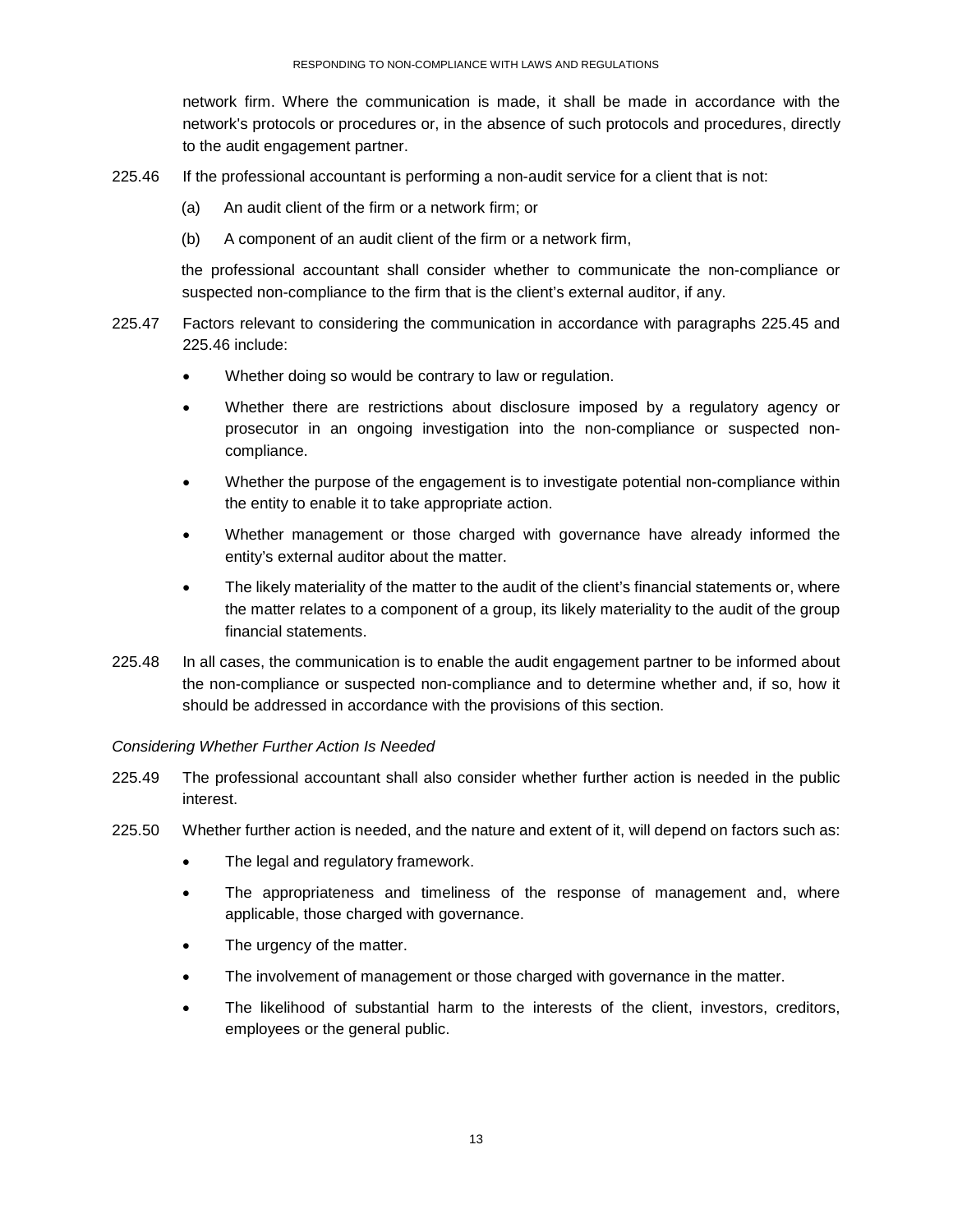network firm. Where the communication is made, it shall be made in accordance with the network's protocols or procedures or, in the absence of such protocols and procedures, directly to the audit engagement partner.

225.46 If the professional accountant is performing a non-audit service for a client that is not:

(a) An audit client of the firm or a network firm; or

(b) A component of an audit client of the firm or a network firm,

the professional accountant shall consider whether to communicate the non-compliance or suspected non-compliance to the firm that is the client's external auditor, if any.

225.47 Factors relevant to considering the communication in accordance with paragraphs 225.45 and 225.46 include:

- Whether doing so would be contrary to law or regulation.
- Whether there are restrictions about disclosure imposed by a regulatory agency or prosecutor in an ongoing investigation into the non-compliance or suspected non-compliance.
- Whether the purpose of the engagement is to investigate potential non-compliance within the entity to enable it to take appropriate action.
- Whether management or those charged with governance have already informed the entity's external auditor about the matter.
- The likely materiality of the matter to the audit of the client's financial statements or, where the matter relates to a component of a group, its likely materiality to the audit of the group financial statements.

225.48 In all cases, the communication is to enable the audit engagement partner to be informed about the non-compliance or suspected non-compliance and to determine whether and, if so, how it should be addressed in accordance with the provisions of this section.

*Considering Whether Further Action Is Needed*

225.49 The professional accountant shall also consider whether further action is needed in the public interest.

225.50 Whether further action is needed, and the nature and extent of it, will depend on factors such as:

- The legal and regulatory framework.
- The appropriateness and timeliness of the response of management and, where applicable, those charged with governance.
- The urgency of the matter.
- The involvement of management or those charged with governance in the matter.
- The likelihood of substantial harm to the interests of the client, investors, creditors, employees or the general public.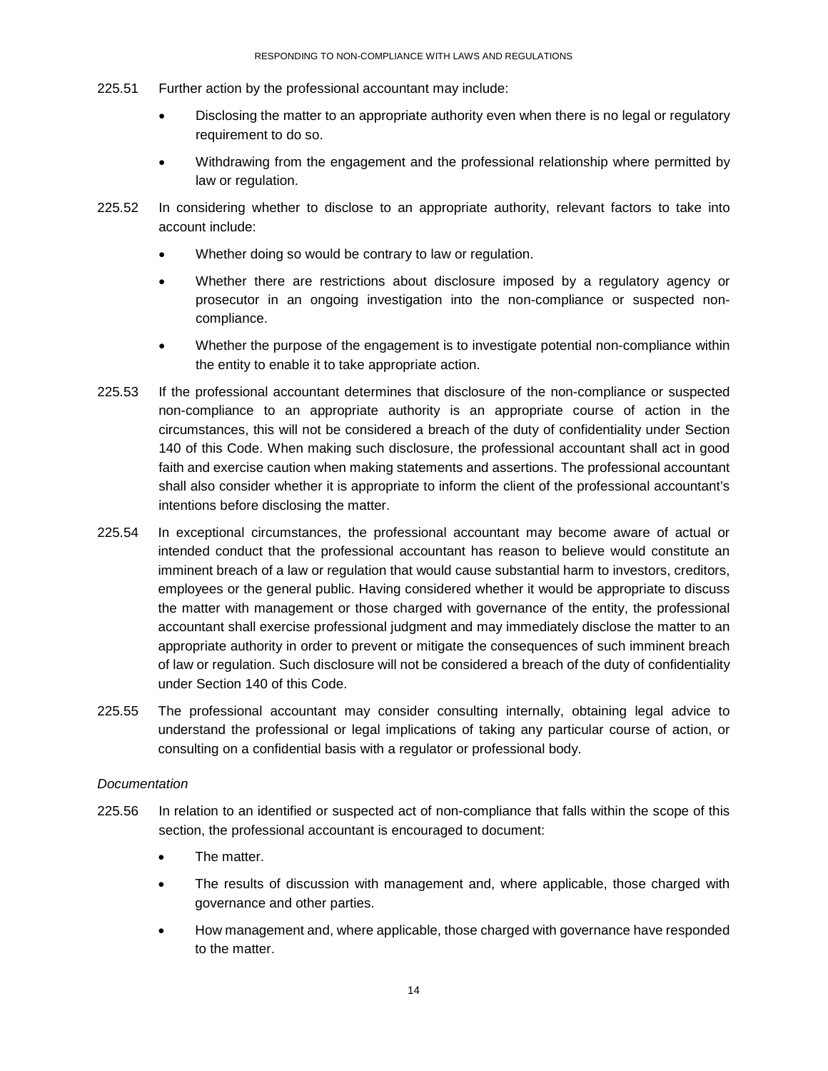225.51 Further action by the professional accountant may include:

- Disclosing the matter to an appropriate authority even when there is no legal or regulatory requirement to do so.
- Withdrawing from the engagement and the professional relationship where permitted by law or regulation.

225.52 In considering whether to disclose to an appropriate authority, relevant factors to take into account include:

- Whether doing so would be contrary to law or regulation.
- Whether there are restrictions about disclosure imposed by a regulatory agency or prosecutor in an ongoing investigation into the non-compliance or suspected non-compliance.
- Whether the purpose of the engagement is to investigate potential non-compliance within the entity to enable it to take appropriate action.

225.53 If the professional accountant determines that disclosure of the non-compliance or suspected non-compliance to an appropriate authority is an appropriate course of action in the circumstances, this will not be considered a breach of the duty of confidentiality under Section 140 of this Code. When making such disclosure, the professional accountant shall act in good faith and exercise caution when making statements and assertions. The professional accountant shall also consider whether it is appropriate to inform the client of the professional accountant's intentions before disclosing the matter.

225.54 In exceptional circumstances, the professional accountant may become aware of actual or intended conduct that the professional accountant has reason to believe would constitute an imminent breach of a law or regulation that would cause substantial harm to investors, creditors, employees or the general public. Having considered whether it would be appropriate to discuss the matter with management or those charged with governance of the entity, the professional accountant shall exercise professional judgment and may immediately disclose the matter to an appropriate authority in order to prevent or mitigate the consequences of such imminent breach of law or regulation. Such disclosure will not be considered a breach of the duty of confidentiality under Section 140 of this Code.

225.55 The professional accountant may consider consulting internally, obtaining legal advice to understand the professional or legal implications of taking any particular course of action, or consulting on a confidential basis with a regulator or professional body.

*Documentation*

225.56 In relation to an identified or suspected act of non-compliance that falls within the scope of this section, the professional accountant is encouraged to document:

- The matter.
- The results of discussion with management and, where applicable, those charged with governance and other parties.
- How management and, where applicable, those charged with governance have responded to the matter.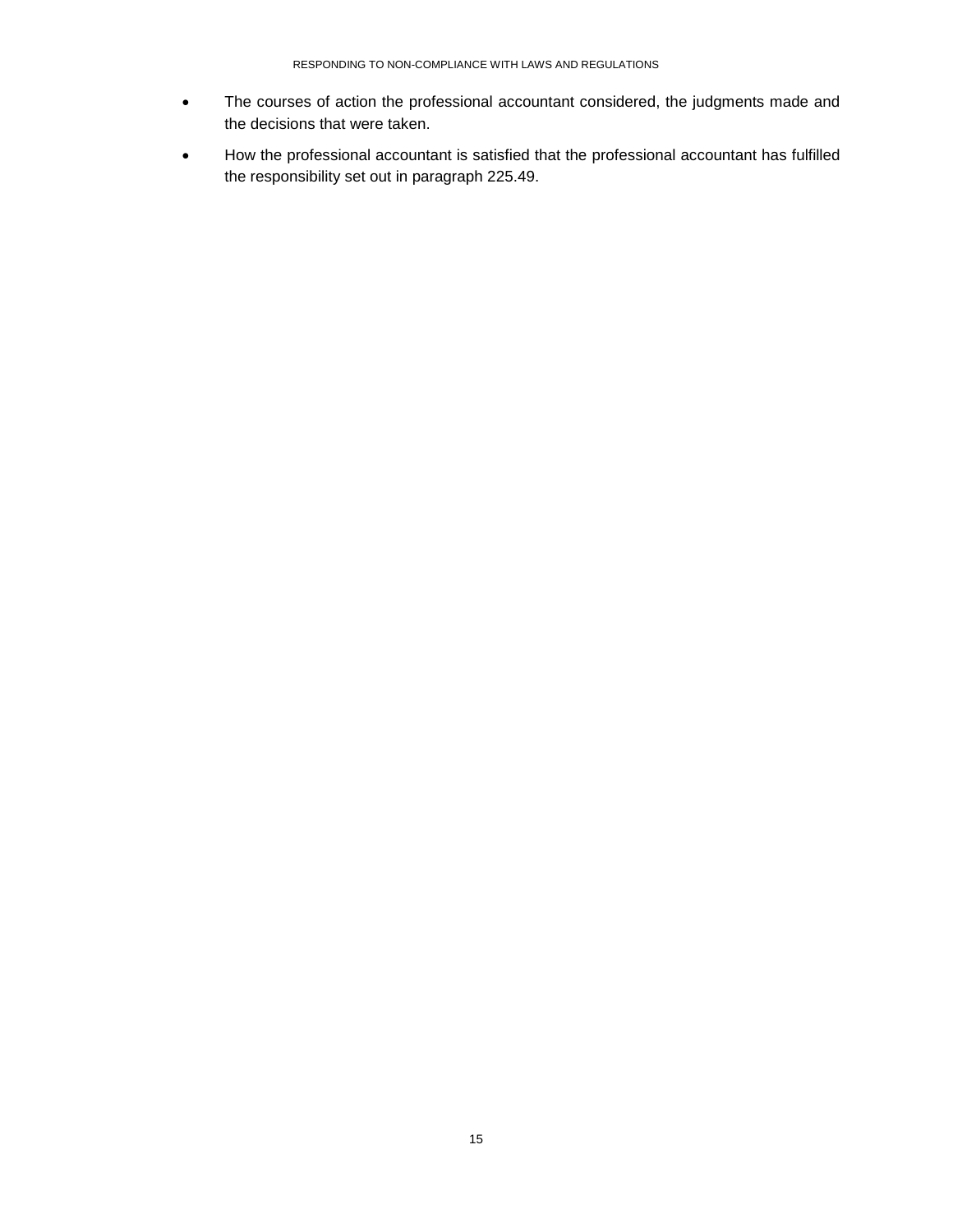- The courses of action the professional accountant considered, the judgments made and the decisions that were taken.
- How the professional accountant is satisfied that the professional accountant has fulfilled the responsibility set out in paragraph 225.49.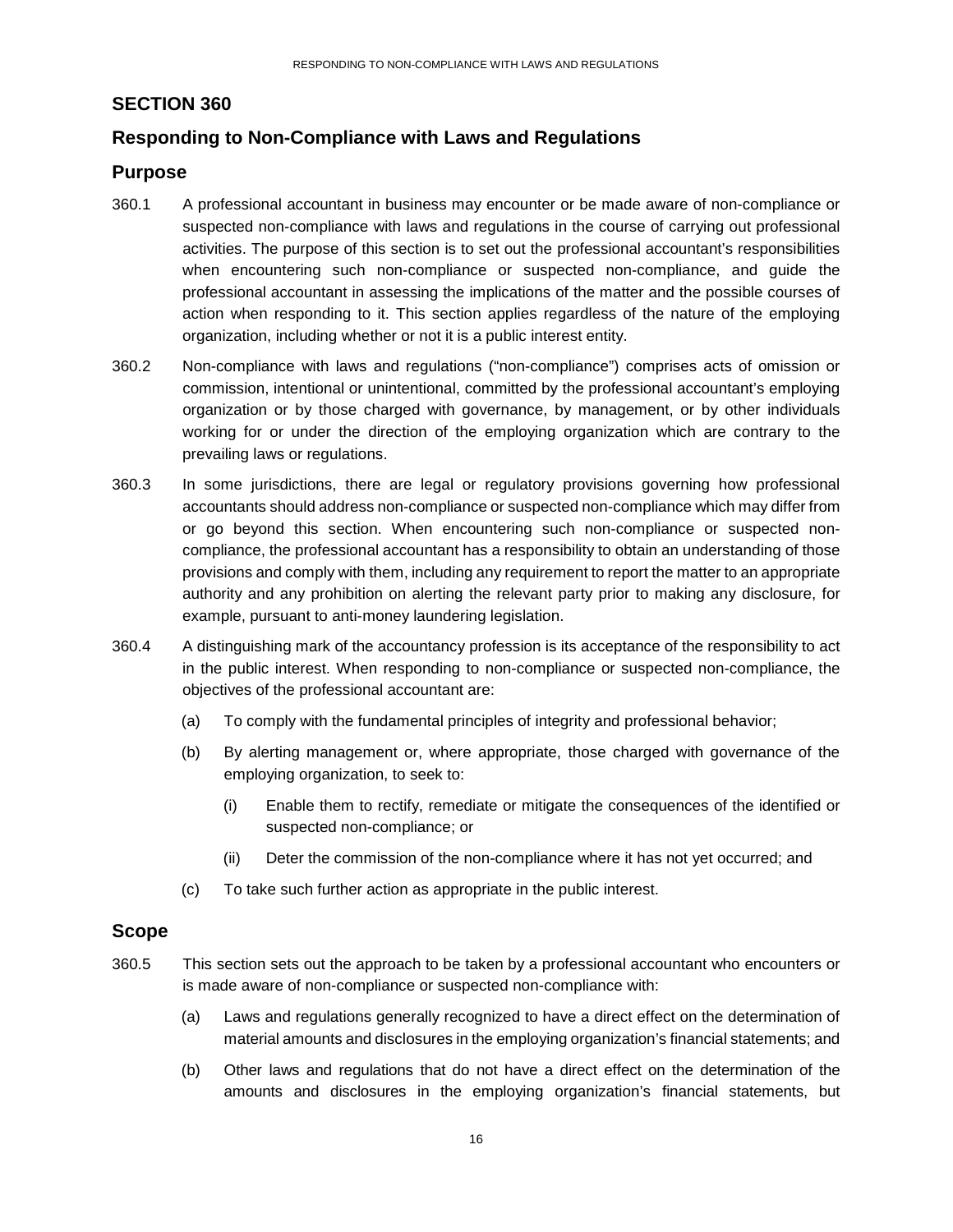## SECTION 360

## Responding to Non-Compliance with Laws and Regulations

### Purpose

360.1 A professional accountant in business may encounter or be made aware of non-compliance or suspected non-compliance with laws and regulations in the course of carrying out professional activities. The purpose of this section is to set out the professional accountant's responsibilities when encountering such non-compliance or suspected non-compliance, and guide the professional accountant in assessing the implications of the matter and the possible courses of action when responding to it. This section applies regardless of the nature of the employing organization, including whether or not it is a public interest entity.

360.2 Non-compliance with laws and regulations ("non-compliance") comprises acts of omission or commission, intentional or unintentional, committed by the professional accountant's employing organization or by those charged with governance, by management, or by other individuals working for or under the direction of the employing organization which are contrary to the prevailing laws or regulations.

360.3 In some jurisdictions, there are legal or regulatory provisions governing how professional accountants should address non-compliance or suspected non-compliance which may differ from or go beyond this section. When encountering such non-compliance or suspected non-compliance, the professional accountant has a responsibility to obtain an understanding of those provisions and comply with them, including any requirement to report the matter to an appropriate authority and any prohibition on alerting the relevant party prior to making any disclosure, for example, pursuant to anti-money laundering legislation.

360.4 A distinguishing mark of the accountancy profession is its acceptance of the responsibility to act in the public interest. When responding to non-compliance or suspected non-compliance, the objectives of the professional accountant are:

(a) To comply with the fundamental principles of integrity and professional behavior;

(b) By alerting management or, where appropriate, those charged with governance of the employing organization, to seek to:

(i) Enable them to rectify, remediate or mitigate the consequences of the identified or suspected non-compliance; or

(ii) Deter the commission of the non-compliance where it has not yet occurred; and

(c) To take such further action as appropriate in the public interest.

### Scope

360.5 This section sets out the approach to be taken by a professional accountant who encounters or is made aware of non-compliance or suspected non-compliance with:

(a) Laws and regulations generally recognized to have a direct effect on the determination of material amounts and disclosures in the employing organization's financial statements; and

(b) Other laws and regulations that do not have a direct effect on the determination of the amounts and disclosures in the employing organization's financial statements, but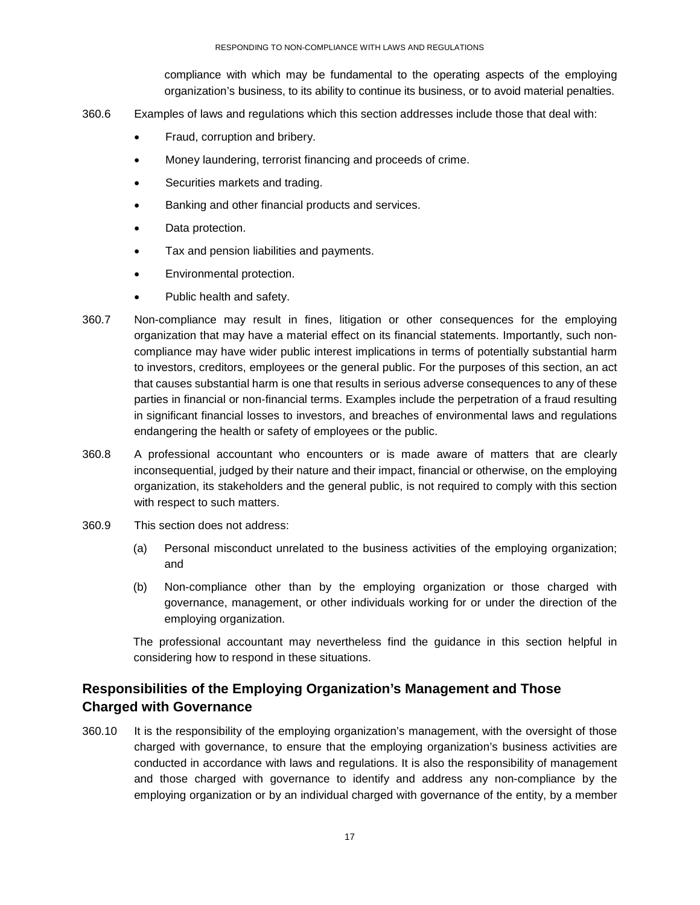compliance with which may be fundamental to the operating aspects of the employing organization's business, to its ability to continue its business, or to avoid material penalties.

360.6 Examples of laws and regulations which this section addresses include those that deal with:

- Fraud, corruption and bribery.
- Money laundering, terrorist financing and proceeds of crime.
- Securities markets and trading.
- Banking and other financial products and services.
- Data protection.
- Tax and pension liabilities and payments.
- Environmental protection.
- Public health and safety.

360.7 Non-compliance may result in fines, litigation or other consequences for the employing organization that may have a material effect on its financial statements. Importantly, such non-compliance may have wider public interest implications in terms of potentially substantial harm to investors, creditors, employees or the general public. For the purposes of this section, an act that causes substantial harm is one that results in serious adverse consequences to any of these parties in financial or non-financial terms. Examples include the perpetration of a fraud resulting in significant financial losses to investors, and breaches of environmental laws and regulations endangering the health or safety of employees or the public.

360.8 A professional accountant who encounters or is made aware of matters that are clearly inconsequential, judged by their nature and their impact, financial or otherwise, on the employing organization, its stakeholders and the general public, is not required to comply with this section with respect to such matters.

360.9 This section does not address:

(a) Personal misconduct unrelated to the business activities of the employing organization; and

(b) Non-compliance other than by the employing organization or those charged with governance, management, or other individuals working for or under the direction of the employing organization.

The professional accountant may nevertheless find the guidance in this section helpful in considering how to respond in these situations.

## Responsibilities of the Employing Organization's Management and Those Charged with Governance

360.10 It is the responsibility of the employing organization's management, with the oversight of those charged with governance, to ensure that the employing organization's business activities are conducted in accordance with laws and regulations. It is also the responsibility of management and those charged with governance to identify and address any non-compliance by the employing organization or by an individual charged with governance of the entity, by a member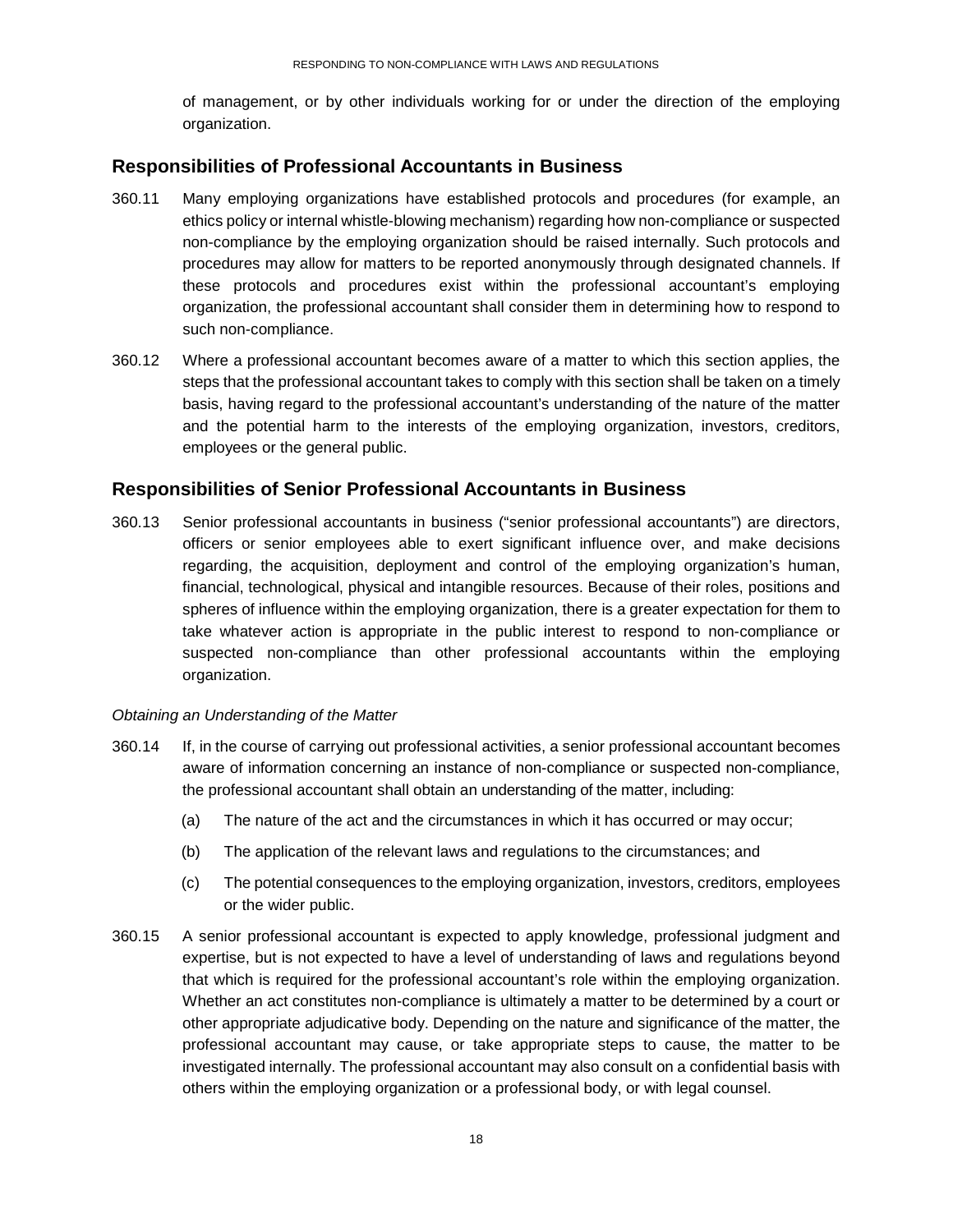of management, or by other individuals working for or under the direction of the employing organization.

## Responsibilities of Professional Accountants in Business

360.11 Many employing organizations have established protocols and procedures (for example, an ethics policy or internal whistle-blowing mechanism) regarding how non-compliance or suspected non-compliance by the employing organization should be raised internally. Such protocols and procedures may allow for matters to be reported anonymously through designated channels. If these protocols and procedures exist within the professional accountant's employing organization, the professional accountant shall consider them in determining how to respond to such non-compliance.

360.12 Where a professional accountant becomes aware of a matter to which this section applies, the steps that the professional accountant takes to comply with this section shall be taken on a timely basis, having regard to the professional accountant's understanding of the nature of the matter and the potential harm to the interests of the employing organization, investors, creditors, employees or the general public.

## Responsibilities of Senior Professional Accountants in Business

360.13 Senior professional accountants in business ("senior professional accountants") are directors, officers or senior employees able to exert significant influence over, and make decisions regarding, the acquisition, deployment and control of the employing organization's human, financial, technological, physical and intangible resources. Because of their roles, positions and spheres of influence within the employing organization, there is a greater expectation for them to take whatever action is appropriate in the public interest to respond to non-compliance or suspected non-compliance than other professional accountants within the employing organization.

*Obtaining an Understanding of the Matter*

360.14 If, in the course of carrying out professional activities, a senior professional accountant becomes aware of information concerning an instance of non-compliance or suspected non-compliance, the professional accountant shall obtain an understanding of the matter, including:

(a) The nature of the act and the circumstances in which it has occurred or may occur;

(b) The application of the relevant laws and regulations to the circumstances; and

(c) The potential consequences to the employing organization, investors, creditors, employees or the wider public.

360.15 A senior professional accountant is expected to apply knowledge, professional judgment and expertise, but is not expected to have a level of understanding of laws and regulations beyond that which is required for the professional accountant's role within the employing organization. Whether an act constitutes non-compliance is ultimately a matter to be determined by a court or other appropriate adjudicative body. Depending on the nature and significance of the matter, the professional accountant may cause, or take appropriate steps to cause, the matter to be investigated internally. The professional accountant may also consult on a confidential basis with others within the employing organization or a professional body, or with legal counsel.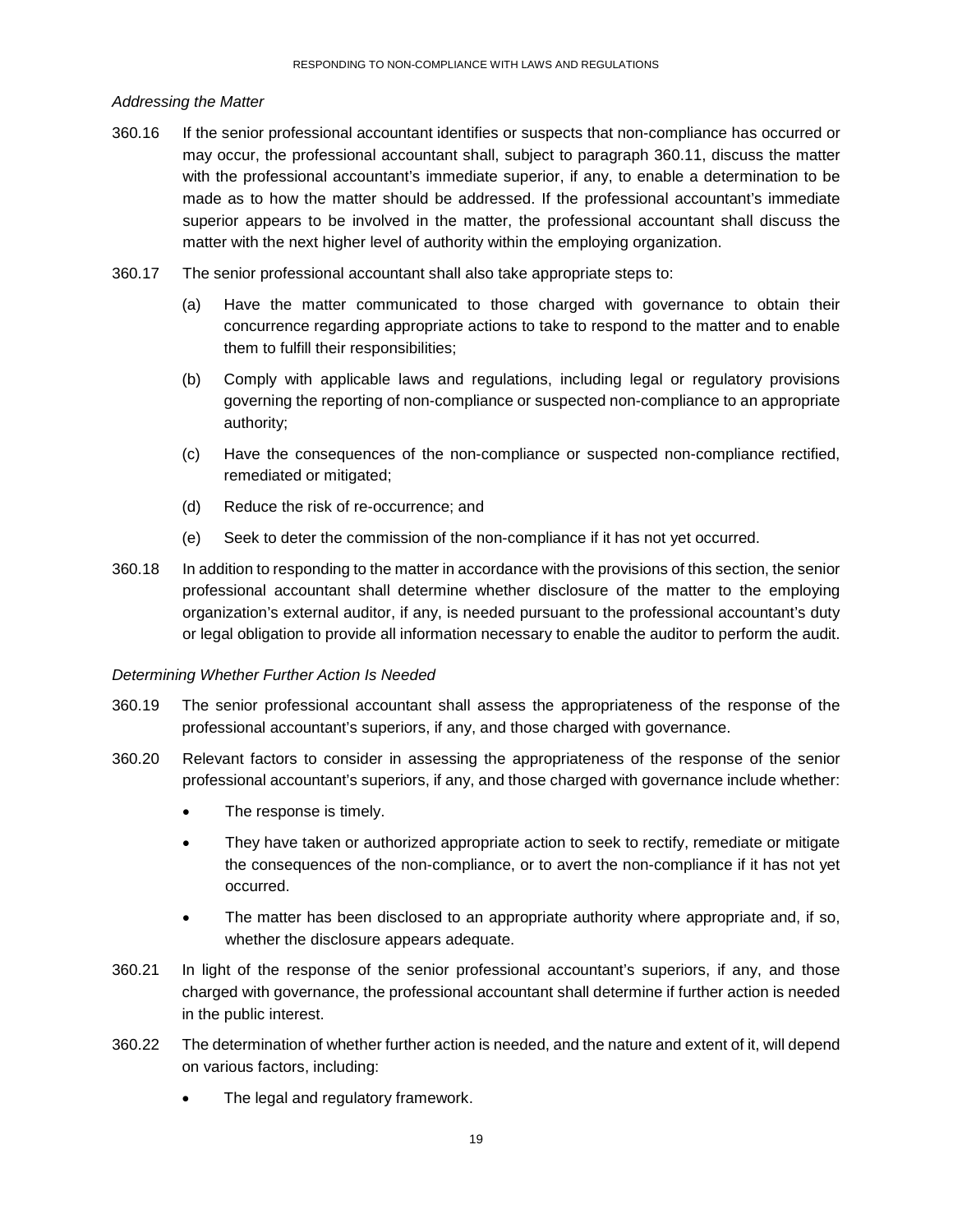*Addressing the Matter*

360.16 If the senior professional accountant identifies or suspects that non-compliance has occurred or may occur, the professional accountant shall, subject to paragraph 360.11, discuss the matter with the professional accountant's immediate superior, if any, to enable a determination to be made as to how the matter should be addressed. If the professional accountant's immediate superior appears to be involved in the matter, the professional accountant shall discuss the matter with the next higher level of authority within the employing organization.

360.17 The senior professional accountant shall also take appropriate steps to:

(a) Have the matter communicated to those charged with governance to obtain their concurrence regarding appropriate actions to take to respond to the matter and to enable them to fulfill their responsibilities;

(b) Comply with applicable laws and regulations, including legal or regulatory provisions governing the reporting of non-compliance or suspected non-compliance to an appropriate authority;

(c) Have the consequences of the non-compliance or suspected non-compliance rectified, remediated or mitigated;

(d) Reduce the risk of re-occurrence; and

(e) Seek to deter the commission of the non-compliance if it has not yet occurred.

360.18 In addition to responding to the matter in accordance with the provisions of this section, the senior professional accountant shall determine whether disclosure of the matter to the employing organization's external auditor, if any, is needed pursuant to the professional accountant's duty or legal obligation to provide all information necessary to enable the auditor to perform the audit.

*Determining Whether Further Action Is Needed*

360.19 The senior professional accountant shall assess the appropriateness of the response of the professional accountant's superiors, if any, and those charged with governance.

360.20 Relevant factors to consider in assessing the appropriateness of the response of the senior professional accountant's superiors, if any, and those charged with governance include whether:

- The response is timely.
- They have taken or authorized appropriate action to seek to rectify, remediate or mitigate the consequences of the non-compliance, or to avert the non-compliance if it has not yet occurred.
- The matter has been disclosed to an appropriate authority where appropriate and, if so, whether the disclosure appears adequate.

360.21 In light of the response of the senior professional accountant's superiors, if any, and those charged with governance, the professional accountant shall determine if further action is needed in the public interest.

360.22 The determination of whether further action is needed, and the nature and extent of it, will depend on various factors, including:

- The legal and regulatory framework.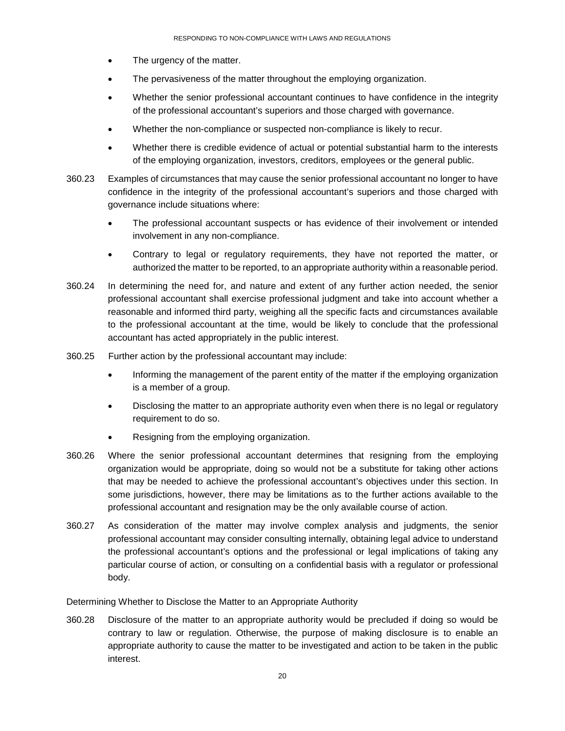- The urgency of the matter.
- The pervasiveness of the matter throughout the employing organization.
- Whether the senior professional accountant continues to have confidence in the integrity of the professional accountant's superiors and those charged with governance.
- Whether the non-compliance or suspected non-compliance is likely to recur.
- Whether there is credible evidence of actual or potential substantial harm to the interests of the employing organization, investors, creditors, employees or the general public.

360.23 Examples of circumstances that may cause the senior professional accountant no longer to have confidence in the integrity of the professional accountant's superiors and those charged with governance include situations where:

- The professional accountant suspects or has evidence of their involvement or intended involvement in any non-compliance.
- Contrary to legal or regulatory requirements, they have not reported the matter, or authorized the matter to be reported, to an appropriate authority within a reasonable period.

360.24 In determining the need for, and nature and extent of any further action needed, the senior professional accountant shall exercise professional judgment and take into account whether a reasonable and informed third party, weighing all the specific facts and circumstances available to the professional accountant at the time, would be likely to conclude that the professional accountant has acted appropriately in the public interest.

360.25 Further action by the professional accountant may include:

- Informing the management of the parent entity of the matter if the employing organization is a member of a group.
- Disclosing the matter to an appropriate authority even when there is no legal or regulatory requirement to do so.
- Resigning from the employing organization.

360.26 Where the senior professional accountant determines that resigning from the employing organization would be appropriate, doing so would not be a substitute for taking other actions that may be needed to achieve the professional accountant's objectives under this section. In some jurisdictions, however, there may be limitations as to the further actions available to the professional accountant and resignation may be the only available course of action.

360.27 As consideration of the matter may involve complex analysis and judgments, the senior professional accountant may consider consulting internally, obtaining legal advice to understand the professional accountant's options and the professional or legal implications of taking any particular course of action, or consulting on a confidential basis with a regulator or professional body.

Determining Whether to Disclose the Matter to an Appropriate Authority

360.28 Disclosure of the matter to an appropriate authority would be precluded if doing so would be contrary to law or regulation. Otherwise, the purpose of making disclosure is to enable an appropriate authority to cause the matter to be investigated and action to be taken in the public interest.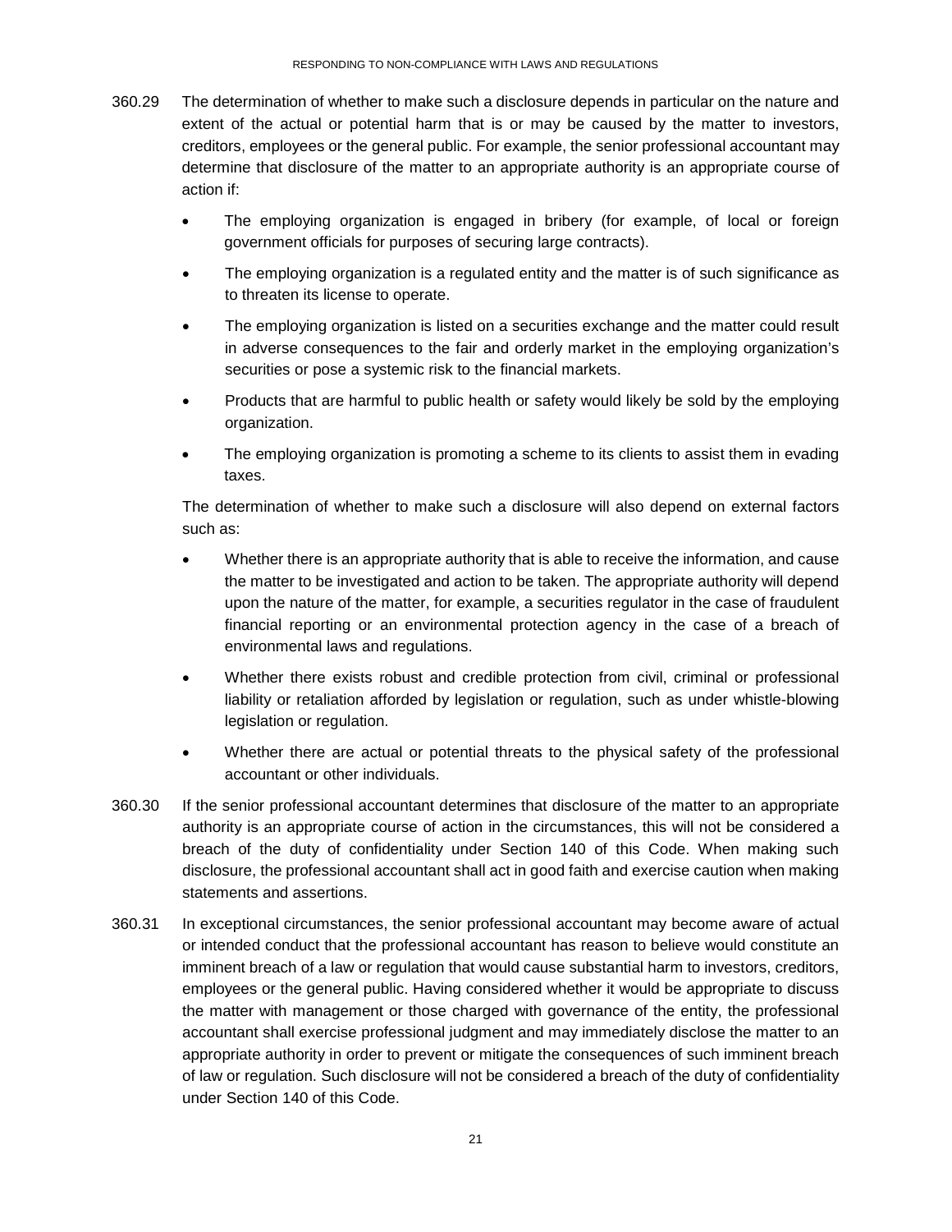360.29 The determination of whether to make such a disclosure depends in particular on the nature and extent of the actual or potential harm that is or may be caused by the matter to investors, creditors, employees or the general public. For example, the senior professional accountant may determine that disclosure of the matter to an appropriate authority is an appropriate course of action if:

- The employing organization is engaged in bribery (for example, of local or foreign government officials for purposes of securing large contracts).
- The employing organization is a regulated entity and the matter is of such significance as to threaten its license to operate.
- The employing organization is listed on a securities exchange and the matter could result in adverse consequences to the fair and orderly market in the employing organization's securities or pose a systemic risk to the financial markets.
- Products that are harmful to public health or safety would likely be sold by the employing organization.
- The employing organization is promoting a scheme to its clients to assist them in evading taxes.

The determination of whether to make such a disclosure will also depend on external factors such as:

- Whether there is an appropriate authority that is able to receive the information, and cause the matter to be investigated and action to be taken. The appropriate authority will depend upon the nature of the matter, for example, a securities regulator in the case of fraudulent financial reporting or an environmental protection agency in the case of a breach of environmental laws and regulations.
- Whether there exists robust and credible protection from civil, criminal or professional liability or retaliation afforded by legislation or regulation, such as under whistle-blowing legislation or regulation.
- Whether there are actual or potential threats to the physical safety of the professional accountant or other individuals.

360.30 If the senior professional accountant determines that disclosure of the matter to an appropriate authority is an appropriate course of action in the circumstances, this will not be considered a breach of the duty of confidentiality under Section 140 of this Code. When making such disclosure, the professional accountant shall act in good faith and exercise caution when making statements and assertions.

360.31 In exceptional circumstances, the senior professional accountant may become aware of actual or intended conduct that the professional accountant has reason to believe would constitute an imminent breach of a law or regulation that would cause substantial harm to investors, creditors, employees or the general public. Having considered whether it would be appropriate to discuss the matter with management or those charged with governance of the entity, the professional accountant shall exercise professional judgment and may immediately disclose the matter to an appropriate authority in order to prevent or mitigate the consequences of such imminent breach of law or regulation. Such disclosure will not be considered a breach of the duty of confidentiality under Section 140 of this Code.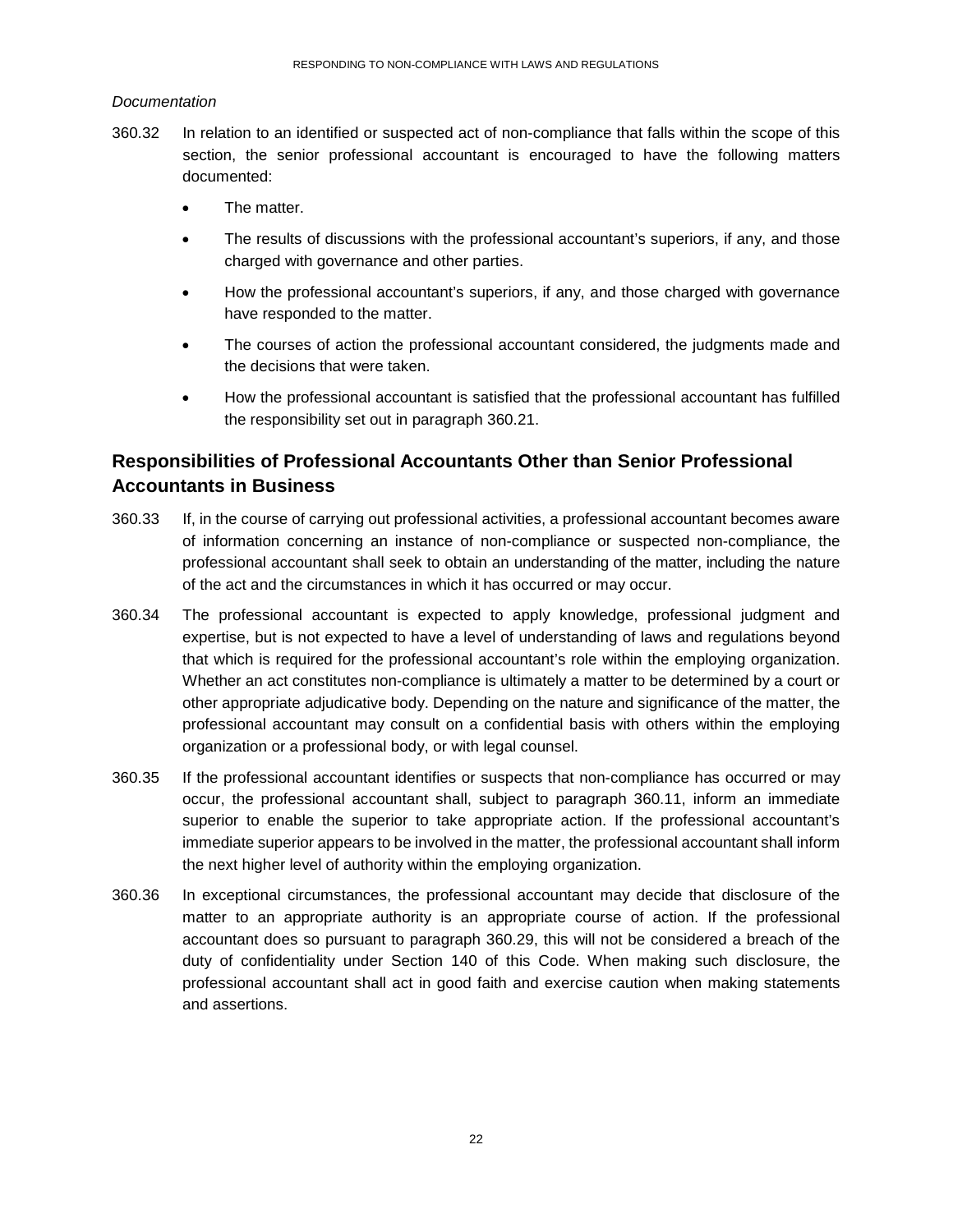*Documentation*

360.32 In relation to an identified or suspected act of non-compliance that falls within the scope of this section, the senior professional accountant is encouraged to have the following matters documented:

- The matter.
- The results of discussions with the professional accountant's superiors, if any, and those charged with governance and other parties.
- How the professional accountant's superiors, if any, and those charged with governance have responded to the matter.
- The courses of action the professional accountant considered, the judgments made and the decisions that were taken.
- How the professional accountant is satisfied that the professional accountant has fulfilled the responsibility set out in paragraph 360.21.

## Responsibilities of Professional Accountants Other than Senior Professional Accountants in Business

360.33 If, in the course of carrying out professional activities, a professional accountant becomes aware of information concerning an instance of non-compliance or suspected non-compliance, the professional accountant shall seek to obtain an understanding of the matter, including the nature of the act and the circumstances in which it has occurred or may occur.

360.34 The professional accountant is expected to apply knowledge, professional judgment and expertise, but is not expected to have a level of understanding of laws and regulations beyond that which is required for the professional accountant's role within the employing organization. Whether an act constitutes non-compliance is ultimately a matter to be determined by a court or other appropriate adjudicative body. Depending on the nature and significance of the matter, the professional accountant may consult on a confidential basis with others within the employing organization or a professional body, or with legal counsel.

360.35 If the professional accountant identifies or suspects that non-compliance has occurred or may occur, the professional accountant shall, subject to paragraph 360.11, inform an immediate superior to enable the superior to take appropriate action. If the professional accountant's immediate superior appears to be involved in the matter, the professional accountant shall inform the next higher level of authority within the employing organization.

360.36 In exceptional circumstances, the professional accountant may decide that disclosure of the matter to an appropriate authority is an appropriate course of action. If the professional accountant does so pursuant to paragraph 360.29, this will not be considered a breach of the duty of confidentiality under Section 140 of this Code. When making such disclosure, the professional accountant shall act in good faith and exercise caution when making statements and assertions.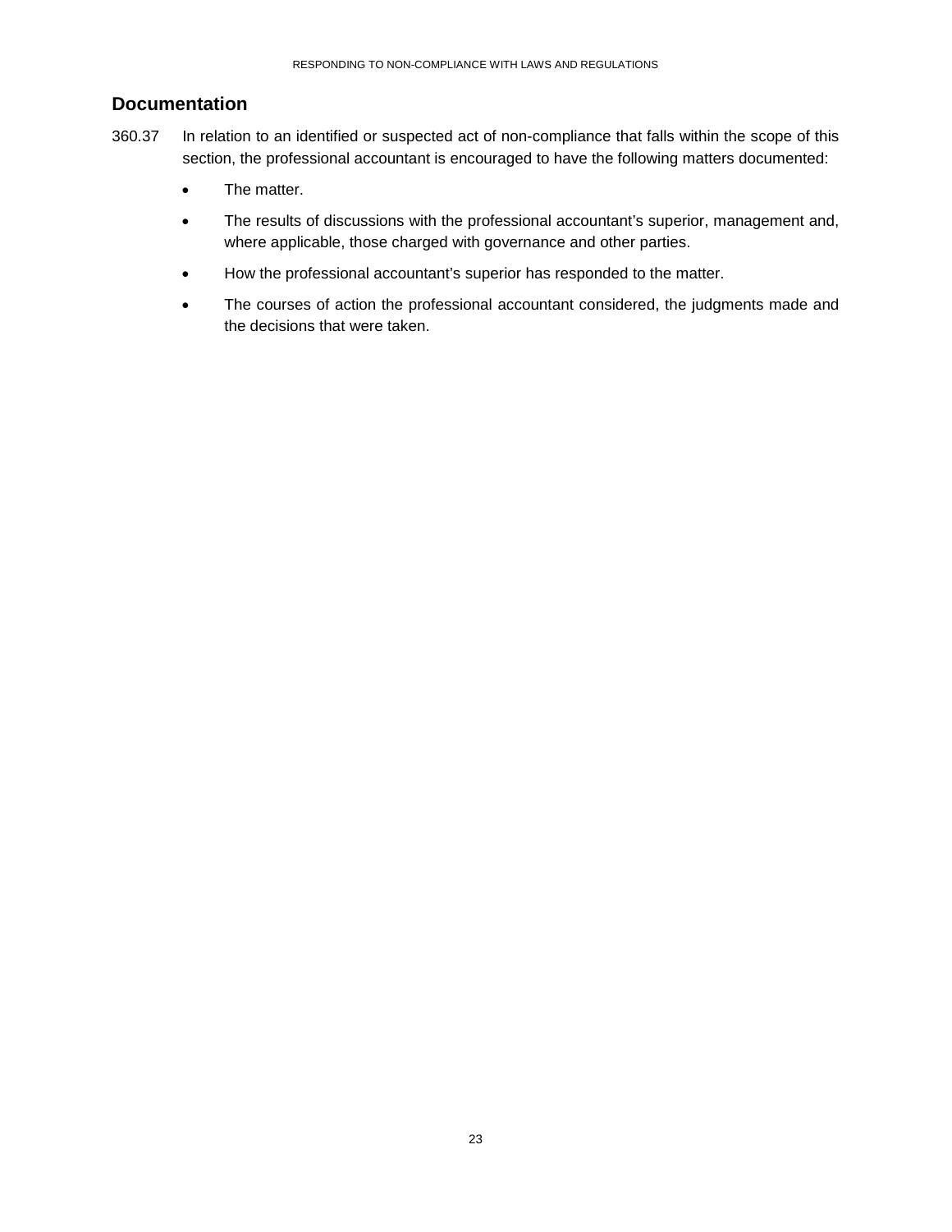## Documentation

360.37 In relation to an identified or suspected act of non-compliance that falls within the scope of this section, the professional accountant is encouraged to have the following matters documented:

- The matter.
- The results of discussions with the professional accountant's superior, management and, where applicable, those charged with governance and other parties.
- How the professional accountant's superior has responded to the matter.
- The courses of action the professional accountant considered, the judgments made and the decisions that were taken.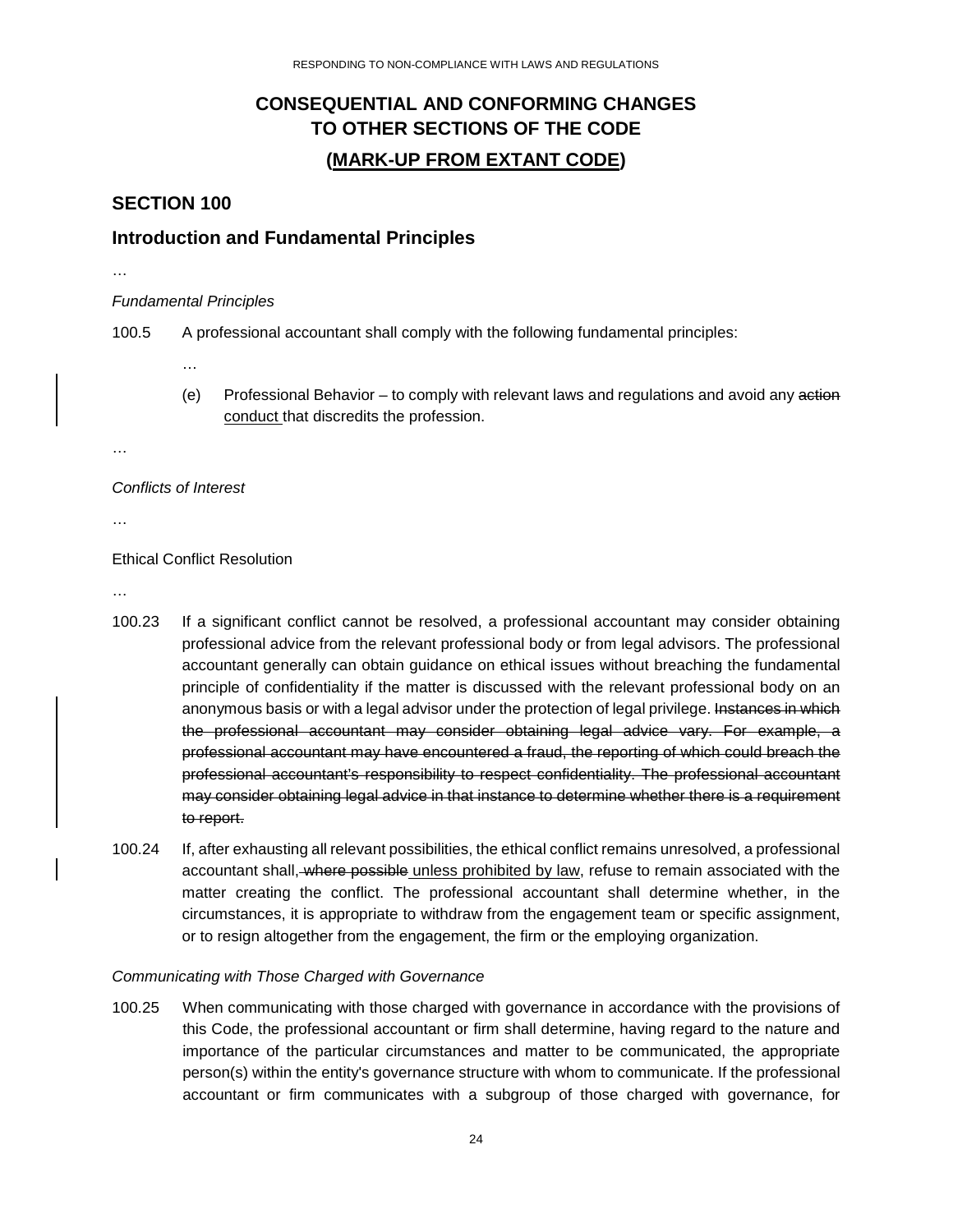# CONSEQUENTIAL AND CONFORMING CHANGES TO OTHER SECTIONS OF THE CODE

## (MARK-UP FROM EXTANT CODE)

## SECTION 100

## Introduction and Fundamental Principles

…

*Fundamental Principles*

100.5 A professional accountant shall comply with the following fundamental principles:

…

(e) Professional Behavior – to comply with relevant laws and regulations and avoid any ~~action~~ <u>conduct</u> that discredits the profession.

…

*Conflicts of Interest*

…

Ethical Conflict Resolution

…

100.23 If a significant conflict cannot be resolved, a professional accountant may consider obtaining professional advice from the relevant professional body or from legal advisors. The professional accountant generally can obtain guidance on ethical issues without breaching the fundamental principle of confidentiality if the matter is discussed with the relevant professional body on an anonymous basis or with a legal advisor under the protection of legal privilege. ~~Instances in which the professional accountant may consider obtaining legal advice vary. For example, a professional accountant may have encountered a fraud, the reporting of which could breach the professional accountant's responsibility to respect confidentiality. The professional accountant may consider obtaining legal advice in that instance to determine whether there is a requirement to report.~~

100.24 If, after exhausting all relevant possibilities, the ethical conflict remains unresolved, a professional accountant shall, ~~where possible~~ <u>unless prohibited by law</u>, refuse to remain associated with the matter creating the conflict. The professional accountant shall determine whether, in the circumstances, it is appropriate to withdraw from the engagement team or specific assignment, or to resign altogether from the engagement, the firm or the employing organization.

*Communicating with Those Charged with Governance*

100.25 When communicating with those charged with governance in accordance with the provisions of this Code, the professional accountant or firm shall determine, having regard to the nature and importance of the particular circumstances and matter to be communicated, the appropriate person(s) within the entity's governance structure with whom to communicate. If the professional accountant or firm communicates with a subgroup of those charged with governance, for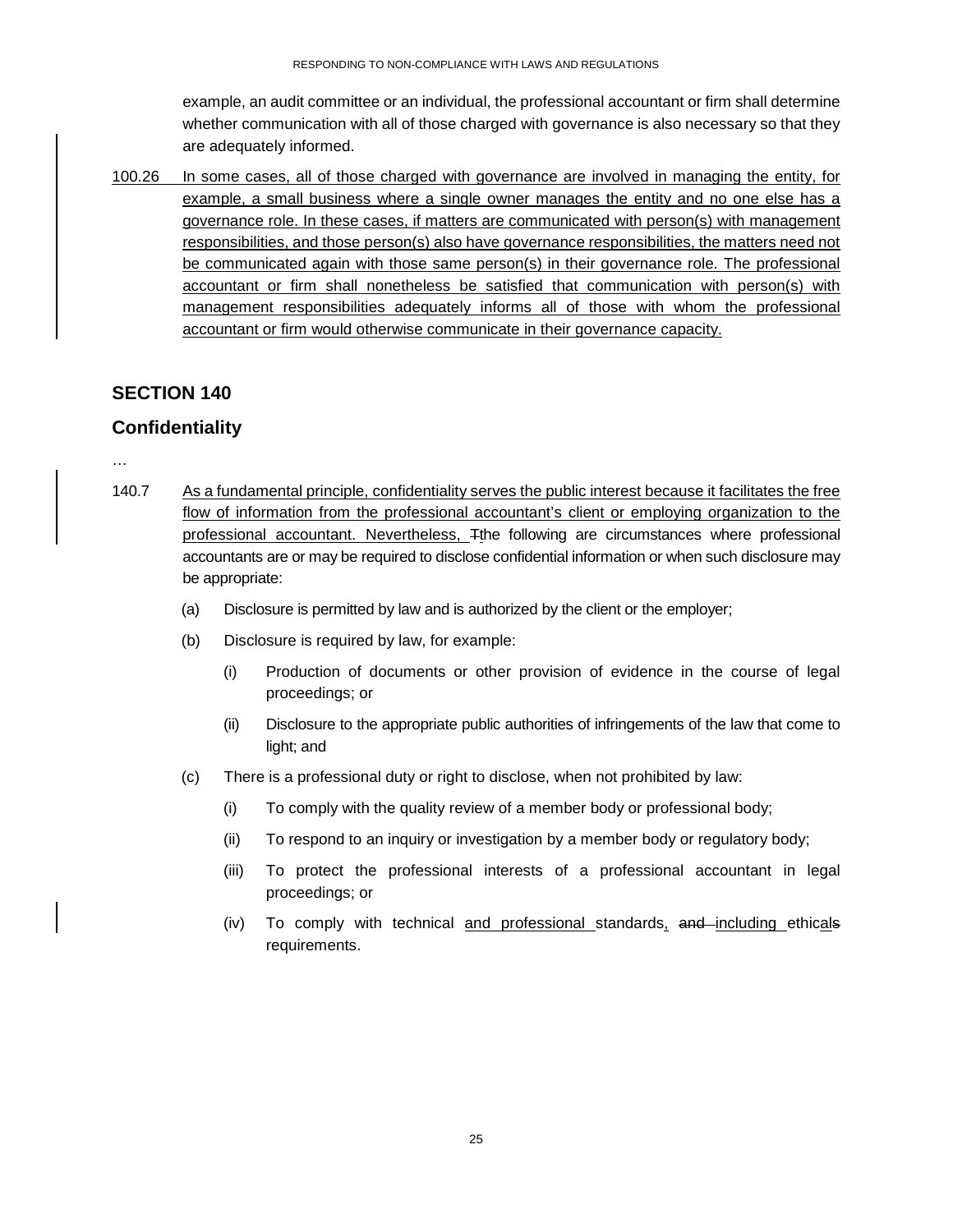example, an audit committee or an individual, the professional accountant or firm shall determine whether communication with all of those charged with governance is also necessary so that they are adequately informed.

100.26 In some cases, all of those charged with governance are involved in managing the entity, for example, a small business where a single owner manages the entity and no one else has a governance role. In these cases, if matters are communicated with person(s) with management responsibilities, and those person(s) also have governance responsibilities, the matters need not be communicated again with those same person(s) in their governance role. The professional accountant or firm shall nonetheless be satisfied that communication with person(s) with management responsibilities adequately informs all of those with whom the professional accountant or firm would otherwise communicate in their governance capacity.

## SECTION 140

## Confidentiality

…

140.7 As a fundamental principle, confidentiality serves the public interest because it facilitates the free flow of information from the professional accountant's client or employing organization to the professional accountant. Nevertheless, Tthe following are circumstances where professional accountants are or may be required to disclose confidential information or when such disclosure may be appropriate:

(a) Disclosure is permitted by law and is authorized by the client or the employer;

(b) Disclosure is required by law, for example:

   (i) Production of documents or other provision of evidence in the course of legal proceedings; or

   (ii) Disclosure to the appropriate public authorities of infringements of the law that come to light; and

(c) There is a professional duty or right to disclose, when not prohibited by law:

   (i) To comply with the quality review of a member body or professional body;

   (ii) To respond to an inquiry or investigation by a member body or regulatory body;

   (iii) To protect the professional interests of a professional accountant in legal proceedings; or

   (iv) To comply with technical and professional standards, and including ethicals requirements.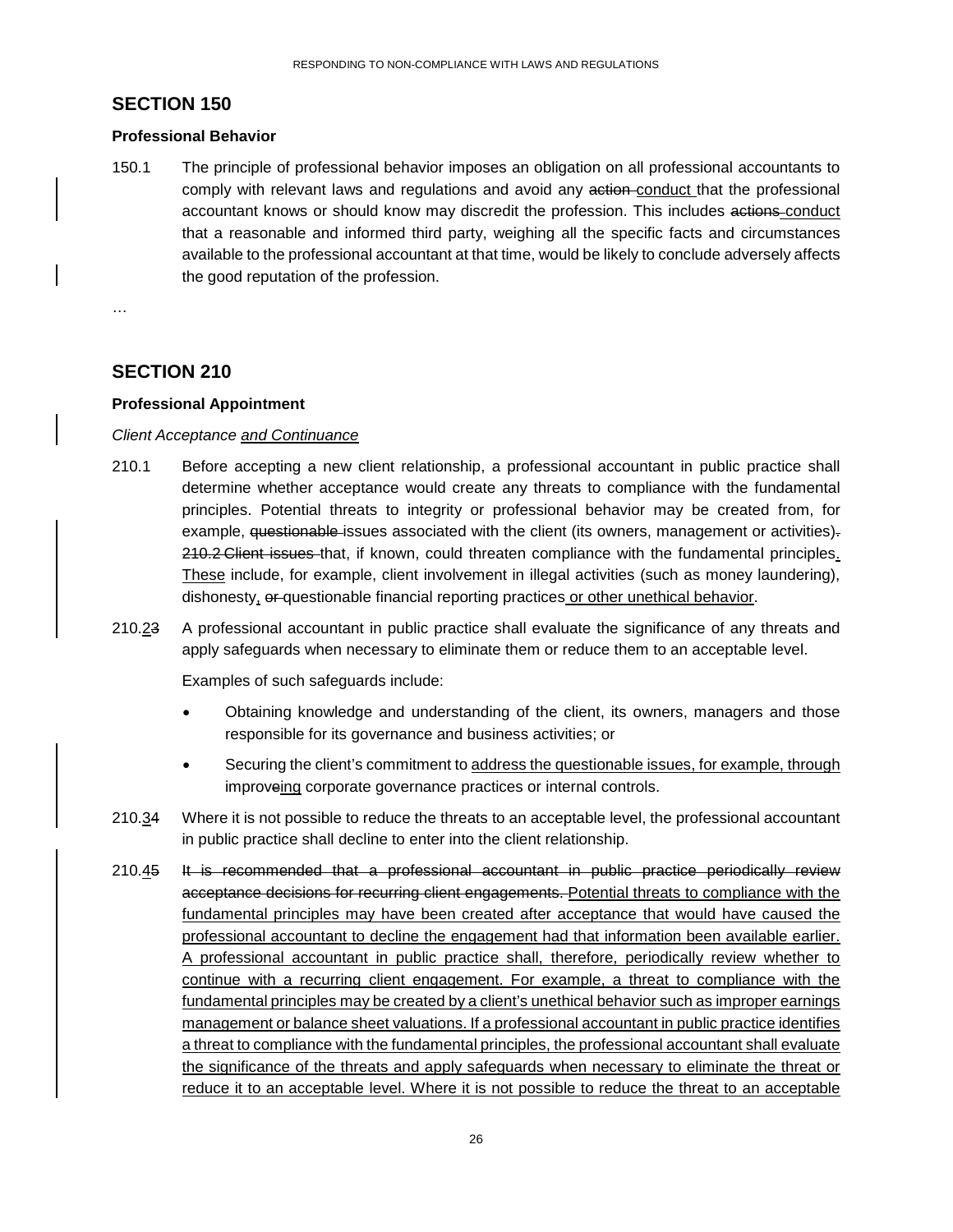## SECTION 150

### Professional Behavior

150.1 The principle of professional behavior imposes an obligation on all professional accountants to comply with relevant laws and regulations and avoid any ~~action~~ <u>conduct</u> that the professional accountant knows or should know may discredit the profession. This includes ~~actions~~ <u>conduct</u> that a reasonable and informed third party, weighing all the specific facts and circumstances available to the professional accountant at that time, would be likely to conclude adversely affects the good reputation of the profession.

…

## SECTION 210

### Professional Appointment

*Client Acceptance <u>and Continuance</u>*

210.1 Before accepting a new client relationship, a professional accountant in public practice shall determine whether acceptance would create any threats to compliance with the fundamental principles. Potential threats to integrity or professional behavior may be created from, for example, ~~questionable~~ issues associated with the client (its owners, management or activities)~~.~~ ~~210.2 Client issues~~ that, if known, could threaten compliance with the fundamental principles<u>. These</u> include, for example, client involvement in illegal activities (such as money laundering), dishonesty<u>,</u> ~~or~~ questionable financial reporting practices <u>or other unethical behavior</u>.

210.<u>2</u>~~3~~ A professional accountant in public practice shall evaluate the significance of any threats and apply safeguards when necessary to eliminate them or reduce them to an acceptable level.

Examples of such safeguards include:

- Obtaining knowledge and understanding of the client, its owners, managers and those responsible for its governance and business activities; or
- Securing the client's commitment to <u>address the questionable issues, for example, through</u> improv~~e~~<u>ing</u> corporate governance practices or internal controls.

210.<u>3</u>~~4~~ Where it is not possible to reduce the threats to an acceptable level, the professional accountant in public practice shall decline to enter into the client relationship.

210.<u>4</u>~~5~~ ~~It is recommended that a professional accountant in public practice periodically review acceptance decisions for recurring client engagements.~~ <u>Potential threats to compliance with the fundamental principles may have been created after acceptance that would have caused the professional accountant to decline the engagement had that information been available earlier. A professional accountant in public practice shall, therefore, periodically review whether to continue with a recurring client engagement. For example, a threat to compliance with the fundamental principles may be created by a client's unethical behavior such as improper earnings management or balance sheet valuations. If a professional accountant in public practice identifies a threat to compliance with the fundamental principles, the professional accountant shall evaluate the significance of the threats and apply safeguards when necessary to eliminate the threat or reduce it to an acceptable level. Where it is not possible to reduce the threat to an acceptable</u>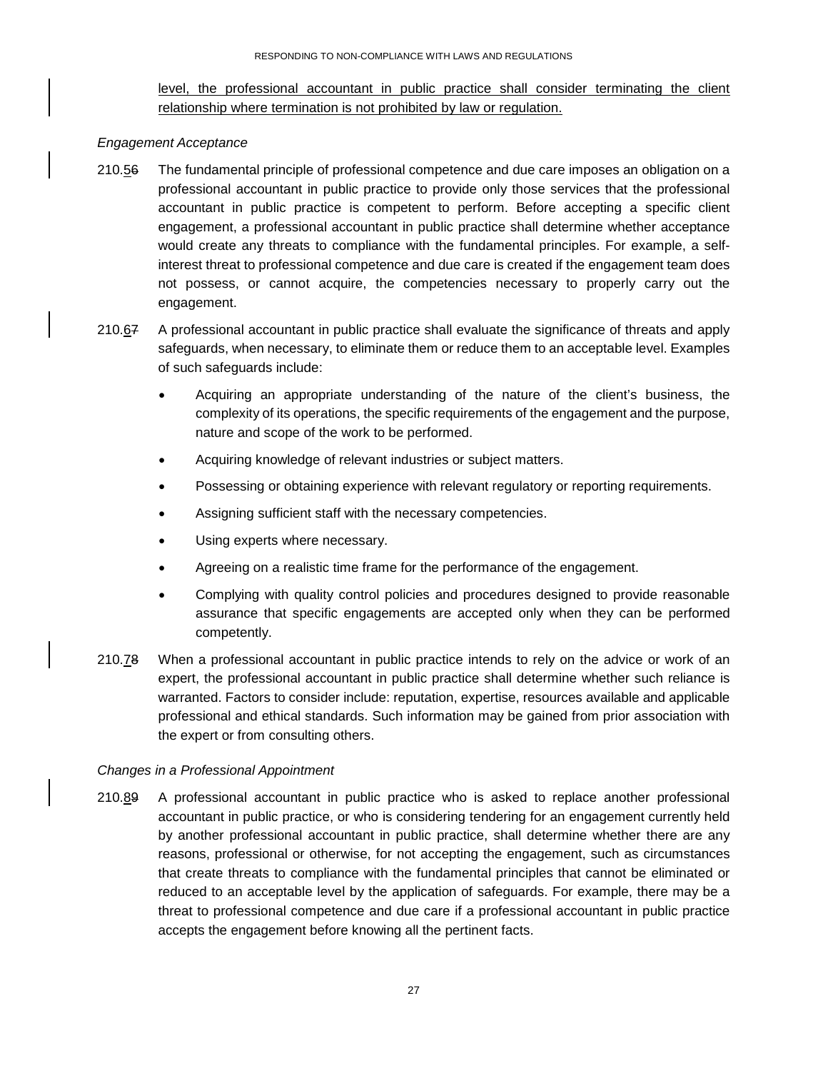level, the professional accountant in public practice shall consider terminating the client relationship where termination is not prohibited by law or regulation.

*Engagement Acceptance*

210.56 The fundamental principle of professional competence and due care imposes an obligation on a professional accountant in public practice to provide only those services that the professional accountant in public practice is competent to perform. Before accepting a specific client engagement, a professional accountant in public practice shall determine whether acceptance would create any threats to compliance with the fundamental principles. For example, a self-interest threat to professional competence and due care is created if the engagement team does not possess, or cannot acquire, the competencies necessary to properly carry out the engagement.

210.67 A professional accountant in public practice shall evaluate the significance of threats and apply safeguards, when necessary, to eliminate them or reduce them to an acceptable level. Examples of such safeguards include:

- Acquiring an appropriate understanding of the nature of the client's business, the complexity of its operations, the specific requirements of the engagement and the purpose, nature and scope of the work to be performed.
- Acquiring knowledge of relevant industries or subject matters.
- Possessing or obtaining experience with relevant regulatory or reporting requirements.
- Assigning sufficient staff with the necessary competencies.
- Using experts where necessary.
- Agreeing on a realistic time frame for the performance of the engagement.
- Complying with quality control policies and procedures designed to provide reasonable assurance that specific engagements are accepted only when they can be performed competently.

210.78 When a professional accountant in public practice intends to rely on the advice or work of an expert, the professional accountant in public practice shall determine whether such reliance is warranted. Factors to consider include: reputation, expertise, resources available and applicable professional and ethical standards. Such information may be gained from prior association with the expert or from consulting others.

*Changes in a Professional Appointment*

210.89 A professional accountant in public practice who is asked to replace another professional accountant in public practice, or who is considering tendering for an engagement currently held by another professional accountant in public practice, shall determine whether there are any reasons, professional or otherwise, for not accepting the engagement, such as circumstances that create threats to compliance with the fundamental principles that cannot be eliminated or reduced to an acceptable level by the application of safeguards. For example, there may be a threat to professional competence and due care if a professional accountant in public practice accepts the engagement before knowing all the pertinent facts.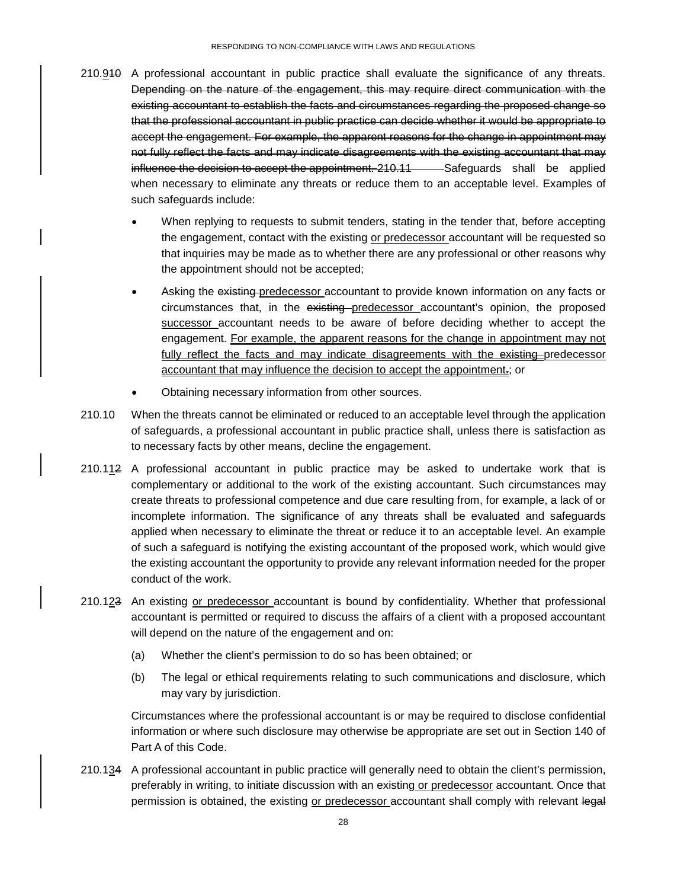210.9~~10~~ A professional accountant in public practice shall evaluate the significance of any threats. ~~Depending on the nature of the engagement, this may require direct communication with the existing accountant to establish the facts and circumstances regarding the proposed change so that the professional accountant in public practice can decide whether it would be appropriate to accept the engagement. For example, the apparent reasons for the change in appointment may not fully reflect the facts and may indicate disagreements with the existing accountant that may influence the decision to accept the appointment. 210.11~~ Safeguards shall be applied when necessary to eliminate any threats or reduce them to an acceptable level. Examples of such safeguards include:

- When replying to requests to submit tenders, stating in the tender that, before accepting the engagement, contact with the existing <u>or predecessor</u> accountant will be requested so that inquiries may be made as to whether there are any professional or other reasons why the appointment should not be accepted;
- Asking the ~~existing~~ <u>predecessor</u> accountant to provide known information on any facts or circumstances that, in the ~~existing~~ <u>predecessor</u> accountant's opinion, the proposed <u>successor</u> accountant needs to be aware of before deciding whether to accept the engagement. <u>For example, the apparent reasons for the change in appointment may not fully reflect the facts and may indicate disagreements with the ~~existing~~ predecessor accountant that may influence the decision to accept the appointment</u>~~.~~; or
- Obtaining necessary information from other sources.

210.10 When the threats cannot be eliminated or reduced to an acceptable level through the application of safeguards, a professional accountant in public practice shall, unless there is satisfaction as to necessary facts by other means, decline the engagement.

210.1<u>1</u>~~2~~ A professional accountant in public practice may be asked to undertake work that is complementary or additional to the work of the existing accountant. Such circumstances may create threats to professional competence and due care resulting from, for example, a lack of or incomplete information. The significance of any threats shall be evaluated and safeguards applied when necessary to eliminate the threat or reduce it to an acceptable level. An example of such a safeguard is notifying the existing accountant of the proposed work, which would give the existing accountant the opportunity to provide any relevant information needed for the proper conduct of the work.

210.1<u>2</u>~~3~~ An existing <u>or predecessor</u> accountant is bound by confidentiality. Whether that professional accountant is permitted or required to discuss the affairs of a client with a proposed accountant will depend on the nature of the engagement and on:

(a) Whether the client's permission to do so has been obtained; or

(b) The legal or ethical requirements relating to such communications and disclosure, which may vary by jurisdiction.

Circumstances where the professional accountant is or may be required to disclose confidential information or where such disclosure may otherwise be appropriate are set out in Section 140 of Part A of this Code.

210.1<u>3</u>~~4~~ A professional accountant in public practice will generally need to obtain the client's permission, preferably in writing, to initiate discussion with an existing <u>or predecessor</u> accountant. Once that permission is obtained, the existing <u>or predecessor</u> accountant shall comply with relevant ~~legal~~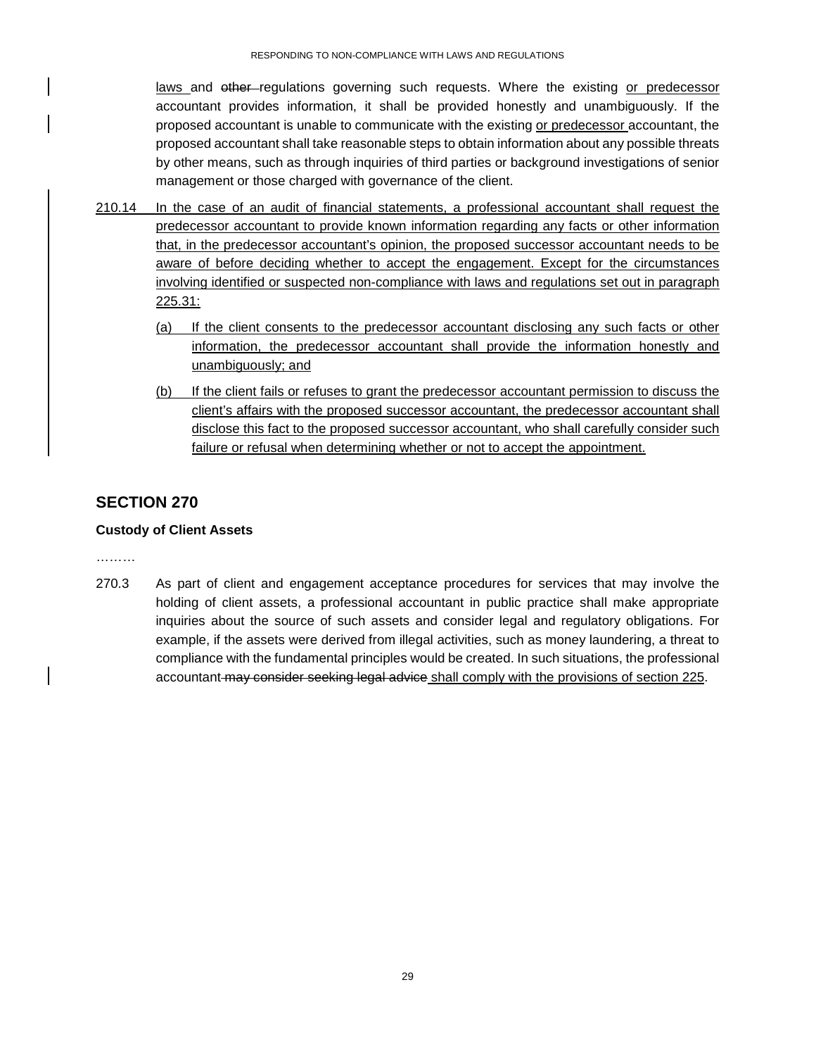<u>laws</u> and ~~other~~ regulations governing such requests. Where the existing <u>or predecessor</u> accountant provides information, it shall be provided honestly and unambiguously. If the proposed accountant is unable to communicate with the existing <u>or predecessor</u> accountant, the proposed accountant shall take reasonable steps to obtain information about any possible threats by other means, such as through inquiries of third parties or background investigations of senior management or those charged with governance of the client.

<u>210.14 In the case of an audit of financial statements, a professional accountant shall request the predecessor accountant to provide known information regarding any facts or other information that, in the predecessor accountant's opinion, the proposed successor accountant needs to be aware of before deciding whether to accept the engagement. Except for the circumstances involving identified or suspected non-compliance with laws and regulations set out in paragraph 225.31:</u>

<u>(a) If the client consents to the predecessor accountant disclosing any such facts or other information, the predecessor accountant shall provide the information honestly and unambiguously; and</u>

<u>(b) If the client fails or refuses to grant the predecessor accountant permission to discuss the client's affairs with the proposed successor accountant, the predecessor accountant shall disclose this fact to the proposed successor accountant, who shall carefully consider such failure or refusal when determining whether or not to accept the appointment.</u>

## SECTION 270

**Custody of Client Assets**

………

270.3 As part of client and engagement acceptance procedures for services that may involve the holding of client assets, a professional accountant in public practice shall make appropriate inquiries about the source of such assets and consider legal and regulatory obligations. For example, if the assets were derived from illegal activities, such as money laundering, a threat to compliance with the fundamental principles would be created. In such situations, the professional accountant ~~may consider seeking legal advice~~ <u>shall comply with the provisions of section 225</u>.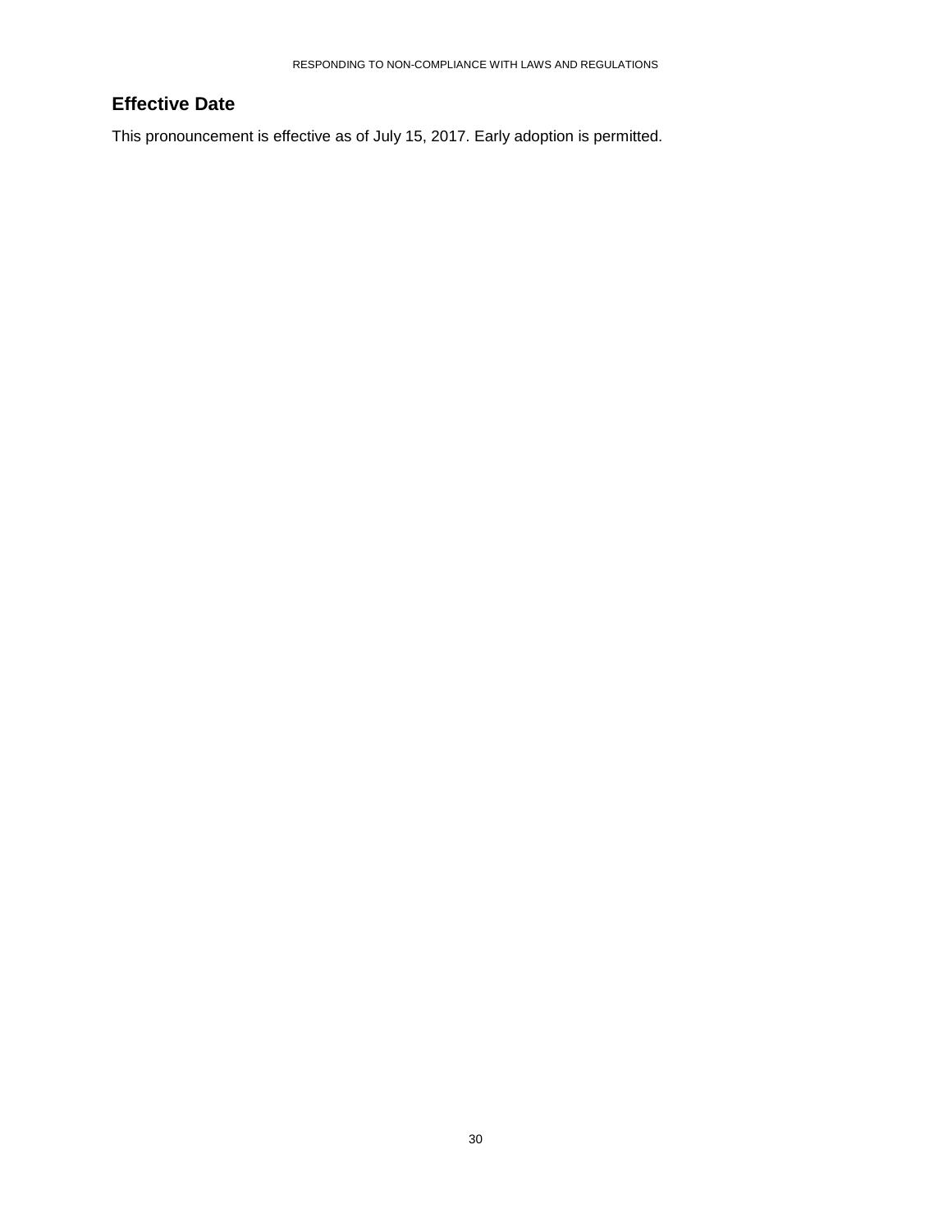## Effective Date

This pronouncement is effective as of July 15, 2017. Early adoption is permitted.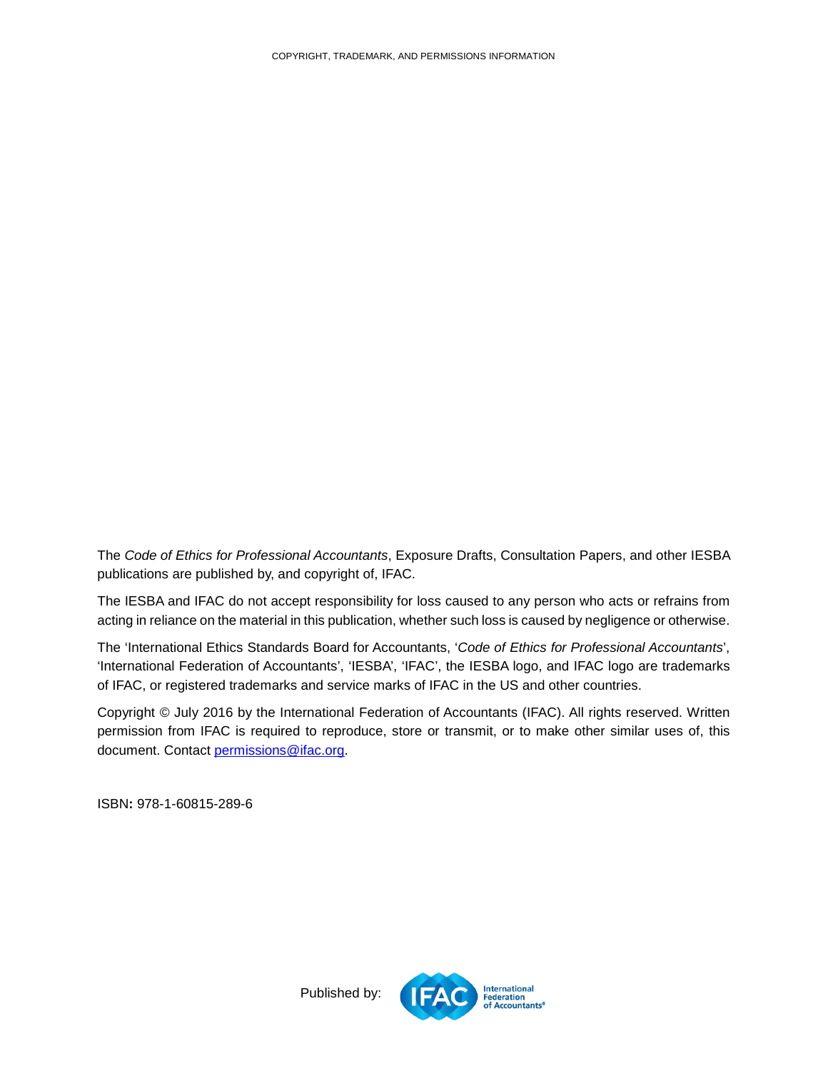COPYRIGHT, TRADEMARK, AND PERMISSIONS INFORMATION

The *Code of Ethics for Professional Accountants*, Exposure Drafts, Consultation Papers, and other IESBA publications are published by, and copyright of, IFAC.

The IESBA and IFAC do not accept responsibility for loss caused to any person who acts or refrains from acting in reliance on the material in this publication, whether such loss is caused by negligence or otherwise.

The 'International Ethics Standards Board for Accountants, '*Code of Ethics for Professional Accountants*', 'International Federation of Accountants', 'IESBA', 'IFAC', the IESBA logo, and IFAC logo are trademarks of IFAC, or registered trademarks and service marks of IFAC in the US and other countries.

Copyright © July 2016 by the International Federation of Accountants (IFAC). All rights reserved. Written permission from IFAC is required to reproduce, store or transmit, or to make other similar uses of, this document. Contact [permissions@ifac.org](mailto:permissions@ifac.org).

ISBN**:** 978-1-60815-289-6

Published by: IFAC International Federation of Accountants®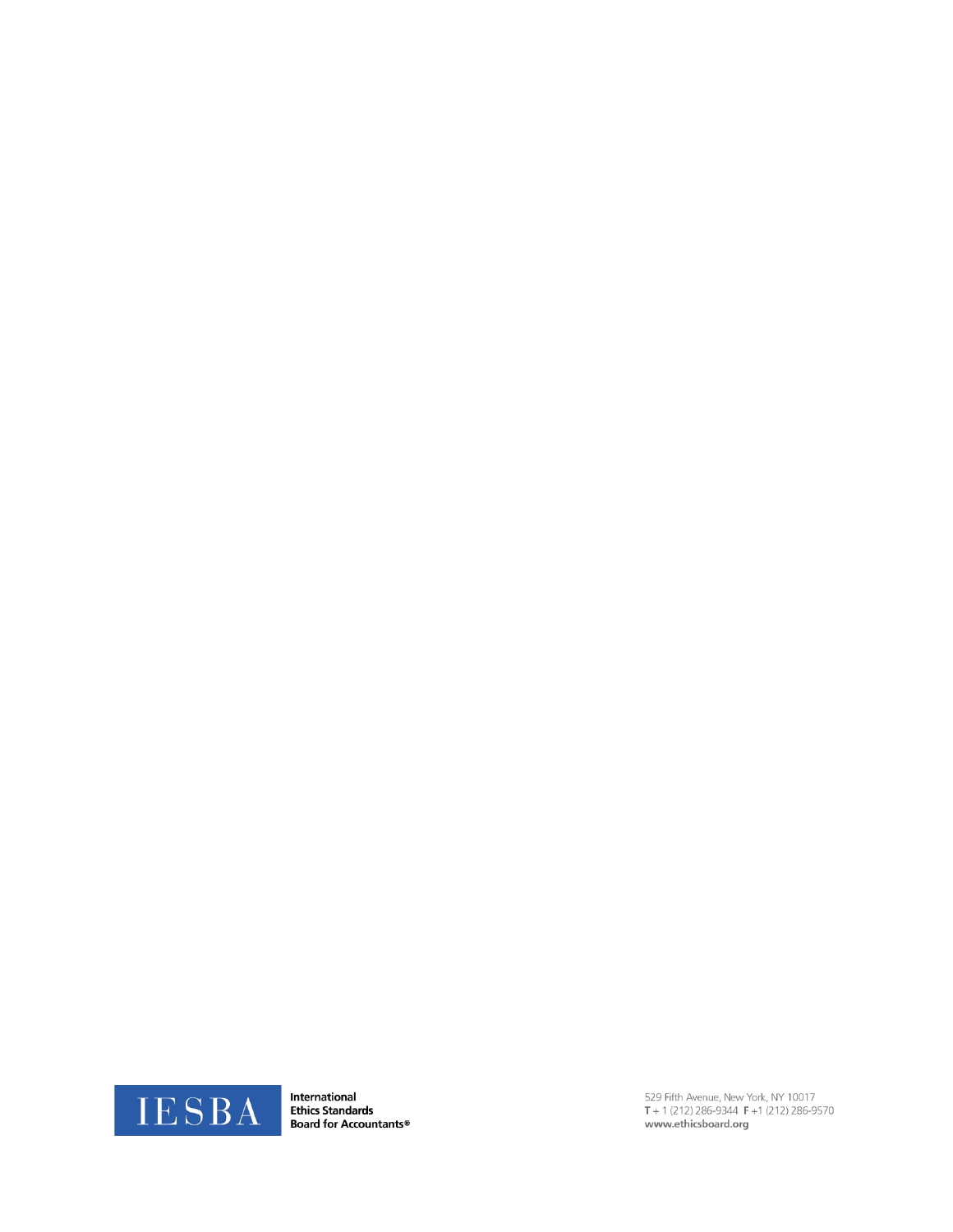IESBA

International
Ethics Standards
Board for Accountants®

529 Fifth Avenue, New York, NY 10017
T + 1 (212) 286-9344 F +1 (212) 286-9570
www.ethicsboard.org